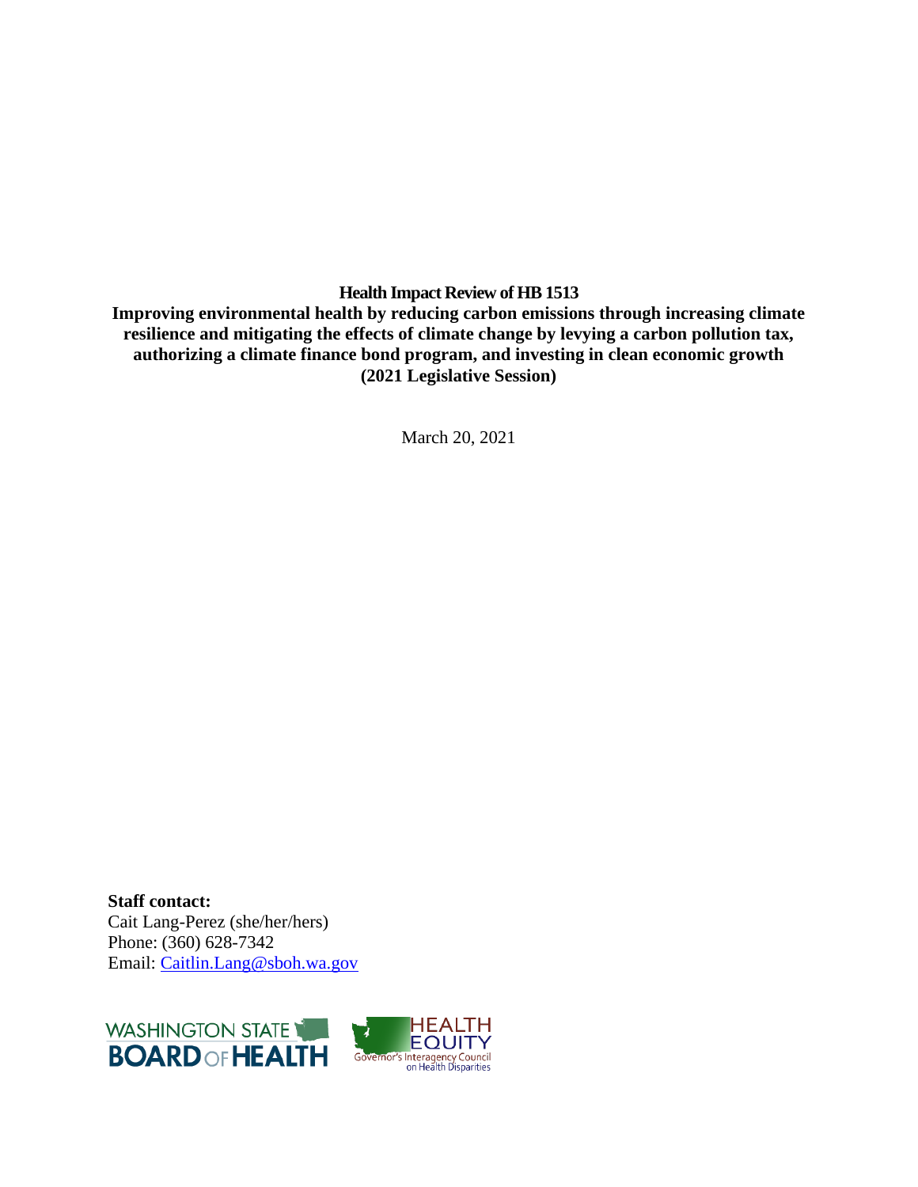# Health Impact Review of HB 1513

**Improving environmental health by reducing carbon emissions through increasing climate resilience and mitigating the effects of climate change by levying a carbon pollution tax, authorizing a climate finance bond program, and investing in clean economic growth (2021 Legislative Session)**

March 20, 2021

**Staff contact:**
Cait Lang-Perez (she/her/hers)
Phone: (360) 628-7342
Email: [Caitlin.Lang@sboh.wa.gov](mailto:Caitlin.Lang@sboh.wa.gov)

WASHINGTON STATE BOARD OF HEALTH

HEALTH EQUITY
Governor's Interagency Council on Health Disparities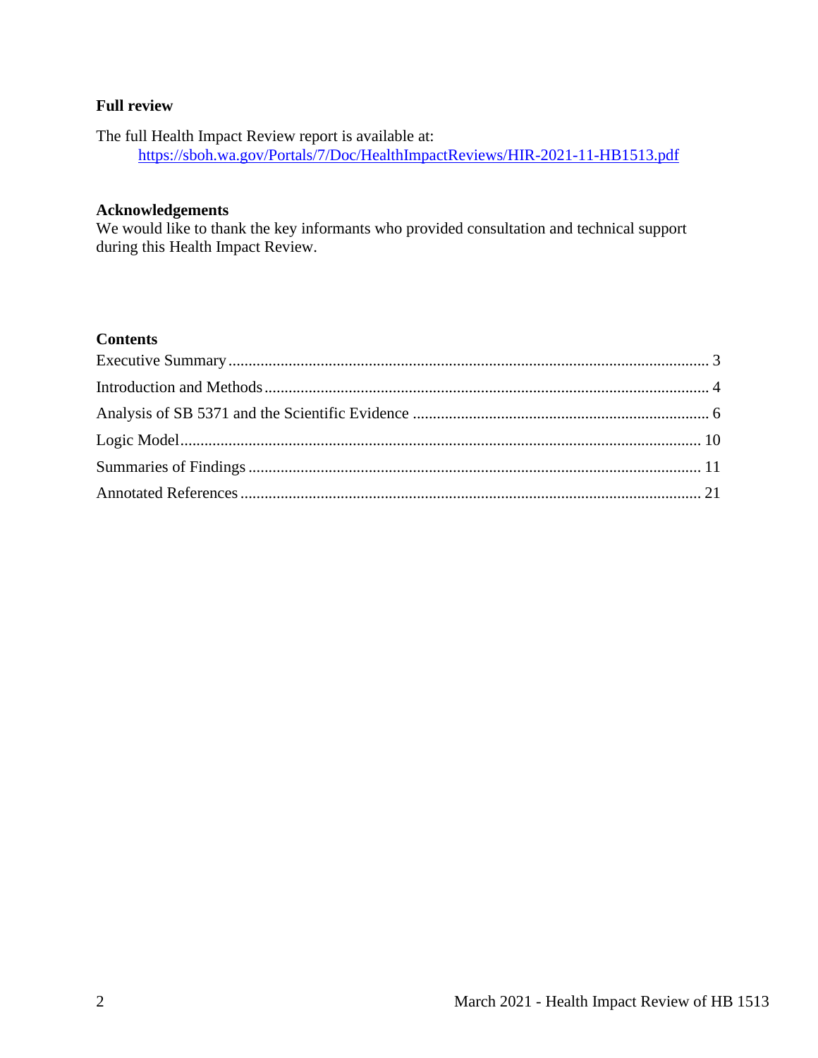## Full review

The full Health Impact Review report is available at:
https://sboh.wa.gov/Portals/7/Doc/HealthImpactReviews/HIR-2021-11-HB1513.pdf

## Acknowledgements

We would like to thank the key informants who provided consultation and technical support during this Health Impact Review.

## Contents

- Executive Summary ........ 3
- Introduction and Methods ........ 4
- Analysis of SB 5371 and the Scientific Evidence ........ 6
- Logic Model ........ 10
- Summaries of Findings ........ 11
- Annotated References ........ 21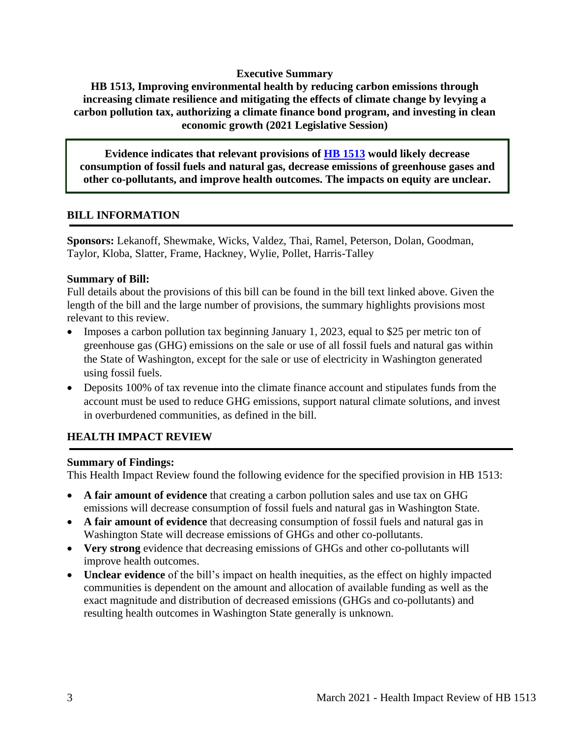# Executive Summary

## HB 1513, Improving environmental health by reducing carbon emissions through increasing climate resilience and mitigating the effects of climate change by levying a carbon pollution tax, authorizing a climate finance bond program, and investing in clean economic growth (2021 Legislative Session)

**Evidence indicates that relevant provisions of HB 1513 would likely decrease consumption of fossil fuels and natural gas, decrease emissions of greenhouse gases and other co-pollutants, and improve health outcomes. The impacts on equity are unclear.**

## BILL INFORMATION

**Sponsors:** Lekanoff, Shewmake, Wicks, Valdez, Thai, Ramel, Peterson, Dolan, Goodman, Taylor, Kloba, Slatter, Frame, Hackney, Wylie, Pollet, Harris-Talley

**Summary of Bill:**

Full details about the provisions of this bill can be found in the bill text linked above. Given the length of the bill and the large number of provisions, the summary highlights provisions most relevant to this review.

- Imposes a carbon pollution tax beginning January 1, 2023, equal to $25 per metric ton of greenhouse gas (GHG) emissions on the sale or use of all fossil fuels and natural gas within the State of Washington, except for the sale or use of electricity in Washington generated using fossil fuels.
- Deposits 100% of tax revenue into the climate finance account and stipulates funds from the account must be used to reduce GHG emissions, support natural climate solutions, and invest in overburdened communities, as defined in the bill.

## HEALTH IMPACT REVIEW

**Summary of Findings:**

This Health Impact Review found the following evidence for the specified provision in HB 1513:

- **A fair amount of evidence** that creating a carbon pollution sales and use tax on GHG emissions will decrease consumption of fossil fuels and natural gas in Washington State.
- **A fair amount of evidence** that decreasing consumption of fossil fuels and natural gas in Washington State will decrease emissions of GHGs and other co-pollutants.
- **Very strong** evidence that decreasing emissions of GHGs and other co-pollutants will improve health outcomes.
- **Unclear evidence** of the bill's impact on health inequities, as the effect on highly impacted communities is dependent on the amount and allocation of available funding as well as the exact magnitude and distribution of decreased emissions (GHGs and co-pollutants) and resulting health outcomes in Washington State generally is unknown.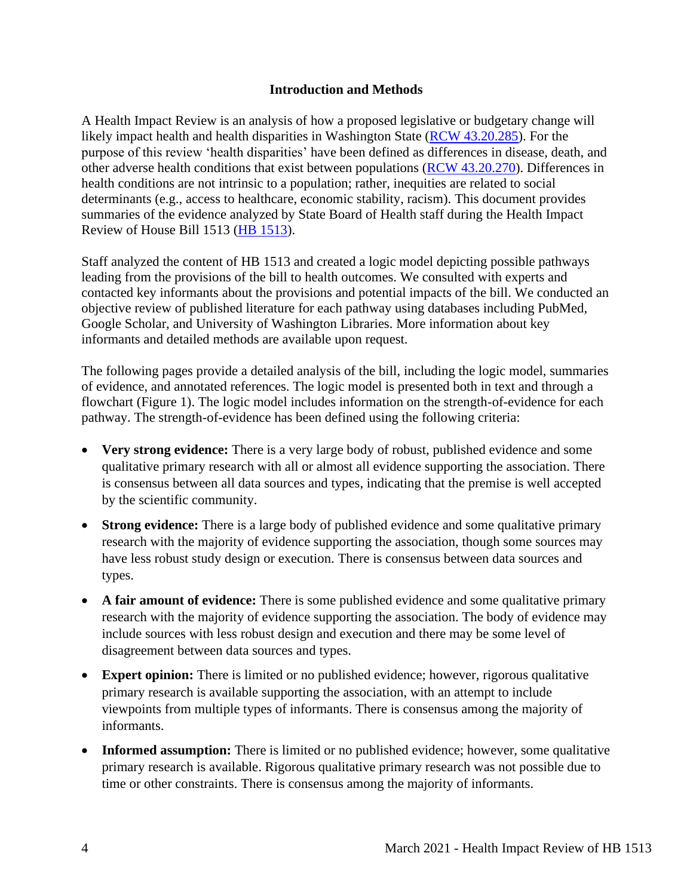## Introduction and Methods

A Health Impact Review is an analysis of how a proposed legislative or budgetary change will likely impact health and health disparities in Washington State (RCW 43.20.285). For the purpose of this review 'health disparities' have been defined as differences in disease, death, and other adverse health conditions that exist between populations (RCW 43.20.270). Differences in health conditions are not intrinsic to a population; rather, inequities are related to social determinants (e.g., access to healthcare, economic stability, racism). This document provides summaries of the evidence analyzed by State Board of Health staff during the Health Impact Review of House Bill 1513 (HB 1513).

Staff analyzed the content of HB 1513 and created a logic model depicting possible pathways leading from the provisions of the bill to health outcomes. We consulted with experts and contacted key informants about the provisions and potential impacts of the bill. We conducted an objective review of published literature for each pathway using databases including PubMed, Google Scholar, and University of Washington Libraries. More information about key informants and detailed methods are available upon request.

The following pages provide a detailed analysis of the bill, including the logic model, summaries of evidence, and annotated references. The logic model is presented both in text and through a flowchart (Figure 1). The logic model includes information on the strength-of-evidence for each pathway. The strength-of-evidence has been defined using the following criteria:

- **Very strong evidence:** There is a very large body of robust, published evidence and some qualitative primary research with all or almost all evidence supporting the association. There is consensus between all data sources and types, indicating that the premise is well accepted by the scientific community.
- **Strong evidence:** There is a large body of published evidence and some qualitative primary research with the majority of evidence supporting the association, though some sources may have less robust study design or execution. There is consensus between data sources and types.
- **A fair amount of evidence:** There is some published evidence and some qualitative primary research with the majority of evidence supporting the association. The body of evidence may include sources with less robust design and execution and there may be some level of disagreement between data sources and types.
- **Expert opinion:** There is limited or no published evidence; however, rigorous qualitative primary research is available supporting the association, with an attempt to include viewpoints from multiple types of informants. There is consensus among the majority of informants.
- **Informed assumption:** There is limited or no published evidence; however, some qualitative primary research is available. Rigorous qualitative primary research was not possible due to time or other constraints. There is consensus among the majority of informants.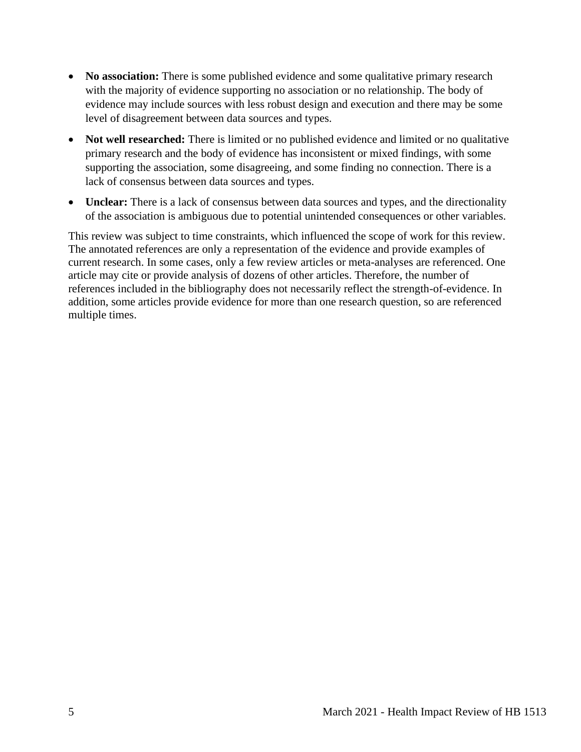- **No association:** There is some published evidence and some qualitative primary research with the majority of evidence supporting no association or no relationship. The body of evidence may include sources with less robust design and execution and there may be some level of disagreement between data sources and types.
- **Not well researched:** There is limited or no published evidence and limited or no qualitative primary research and the body of evidence has inconsistent or mixed findings, with some supporting the association, some disagreeing, and some finding no connection. There is a lack of consensus between data sources and types.
- **Unclear:** There is a lack of consensus between data sources and types, and the directionality of the association is ambiguous due to potential unintended consequences or other variables.

This review was subject to time constraints, which influenced the scope of work for this review. The annotated references are only a representation of the evidence and provide examples of current research. In some cases, only a few review articles or meta-analyses are referenced. One article may cite or provide analysis of dozens of other articles. Therefore, the number of references included in the bibliography does not necessarily reflect the strength-of-evidence. In addition, some articles provide evidence for more than one research question, so are referenced multiple times.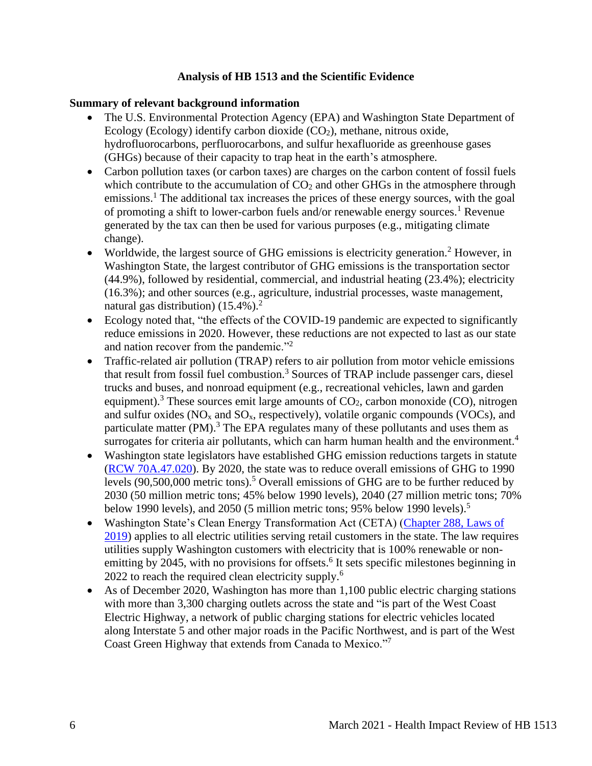## Analysis of HB 1513 and the Scientific Evidence

**Summary of relevant background information**

- The U.S. Environmental Protection Agency (EPA) and Washington State Department of Ecology (Ecology) identify carbon dioxide ($CO_2$), methane, nitrous oxide, hydrofluorocarbons, perfluorocarbons, and sulfur hexafluoride as greenhouse gases (GHGs) because of their capacity to trap heat in the earth's atmosphere.
- Carbon pollution taxes (or carbon taxes) are charges on the carbon content of fossil fuels which contribute to the accumulation of $CO_2$ and other GHGs in the atmosphere through emissions.[1] The additional tax increases the prices of these energy sources, with the goal of promoting a shift to lower-carbon fuels and/or renewable energy sources.[1] Revenue generated by the tax can then be used for various purposes (e.g., mitigating climate change).
- Worldwide, the largest source of GHG emissions is electricity generation.[2] However, in Washington State, the largest contributor of GHG emissions is the transportation sector (44.9%), followed by residential, commercial, and industrial heating (23.4%); electricity (16.3%); and other sources (e.g., agriculture, industrial processes, waste management, natural gas distribution) (15.4%).[2]
- Ecology noted that, "the effects of the COVID-19 pandemic are expected to significantly reduce emissions in 2020. However, these reductions are not expected to last as our state and nation recover from the pandemic."[2]
- Traffic-related air pollution (TRAP) refers to air pollution from motor vehicle emissions that result from fossil fuel combustion.[3] Sources of TRAP include passenger cars, diesel trucks and buses, and nonroad equipment (e.g., recreational vehicles, lawn and garden equipment).[3] These sources emit large amounts of $CO_2$, carbon monoxide (CO), nitrogen and sulfur oxides ($NO_x$ and $SO_x$, respectively), volatile organic compounds (VOCs), and particulate matter (PM).[3] The EPA regulates many of these pollutants and uses them as surrogates for criteria air pollutants, which can harm human health and the environment.[4]
- Washington state legislators have established GHG emission reductions targets in statute (RCW 70A.47.020). By 2020, the state was to reduce overall emissions of GHG to 1990 levels (90,500,000 metric tons).[5] Overall emissions of GHG are to be further reduced by 2030 (50 million metric tons; 45% below 1990 levels), 2040 (27 million metric tons; 70% below 1990 levels), and 2050 (5 million metric tons; 95% below 1990 levels).[5]
- Washington State's Clean Energy Transformation Act (CETA) (Chapter 288, Laws of 2019) applies to all electric utilities serving retail customers in the state. The law requires utilities supply Washington customers with electricity that is 100% renewable or non-emitting by 2045, with no provisions for offsets.[6] It sets specific milestones beginning in 2022 to reach the required clean electricity supply.[6]
- As of December 2020, Washington has more than 1,100 public electric charging stations with more than 3,300 charging outlets across the state and "is part of the West Coast Electric Highway, a network of public charging stations for electric vehicles located along Interstate 5 and other major roads in the Pacific Northwest, and is part of the West Coast Green Highway that extends from Canada to Mexico."[7]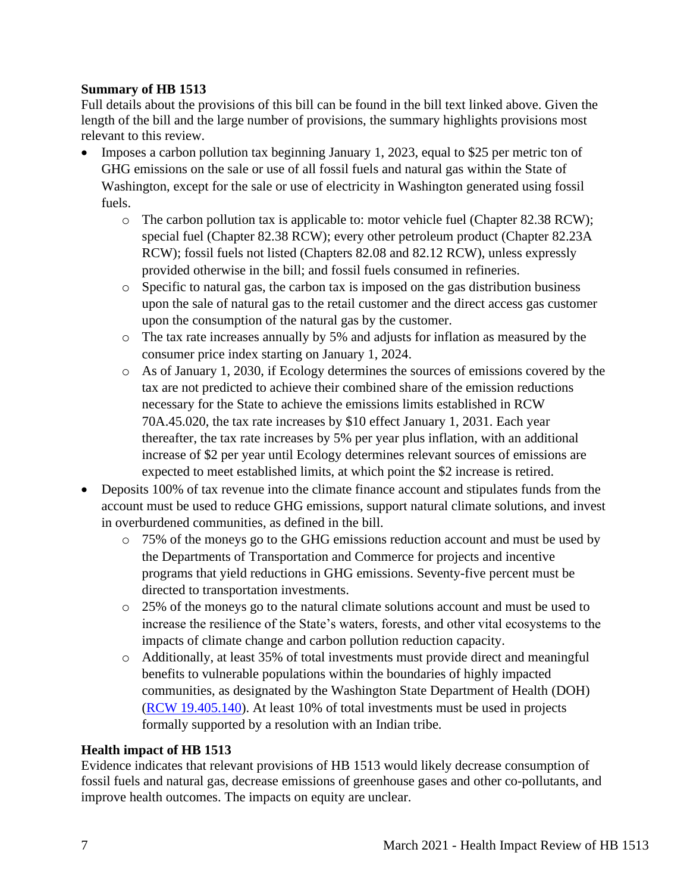**Summary of HB 1513**

Full details about the provisions of this bill can be found in the bill text linked above. Given the length of the bill and the large number of provisions, the summary highlights provisions most relevant to this review.

- Imposes a carbon pollution tax beginning January 1, 2023, equal to $25 per metric ton of GHG emissions on the sale or use of all fossil fuels and natural gas within the State of Washington, except for the sale or use of electricity in Washington generated using fossil fuels.
    - The carbon pollution tax is applicable to: motor vehicle fuel (Chapter 82.38 RCW); special fuel (Chapter 82.38 RCW); every other petroleum product (Chapter 82.23A RCW); fossil fuels not listed (Chapters 82.08 and 82.12 RCW), unless expressly provided otherwise in the bill; and fossil fuels consumed in refineries.
    - Specific to natural gas, the carbon tax is imposed on the gas distribution business upon the sale of natural gas to the retail customer and the direct access gas customer upon the consumption of the natural gas by the customer.
    - The tax rate increases annually by 5% and adjusts for inflation as measured by the consumer price index starting on January 1, 2024.
    - As of January 1, 2030, if Ecology determines the sources of emissions covered by the tax are not predicted to achieve their combined share of the emission reductions necessary for the State to achieve the emissions limits established in RCW 70A.45.020, the tax rate increases by $10 effect January 1, 2031. Each year thereafter, the tax rate increases by 5% per year plus inflation, with an additional increase of $2 per year until Ecology determines relevant sources of emissions are expected to meet established limits, at which point the $2 increase is retired.
- Deposits 100% of tax revenue into the climate finance account and stipulates funds from the account must be used to reduce GHG emissions, support natural climate solutions, and invest in overburdened communities, as defined in the bill.
    - 75% of the moneys go to the GHG emissions reduction account and must be used by the Departments of Transportation and Commerce for projects and incentive programs that yield reductions in GHG emissions. Seventy-five percent must be directed to transportation investments.
    - 25% of the moneys go to the natural climate solutions account and must be used to increase the resilience of the State's waters, forests, and other vital ecosystems to the impacts of climate change and carbon pollution reduction capacity.
    - Additionally, at least 35% of total investments must provide direct and meaningful benefits to vulnerable populations within the boundaries of highly impacted communities, as designated by the Washington State Department of Health (DOH) (RCW 19.405.140). At least 10% of total investments must be used in projects formally supported by a resolution with an Indian tribe.

**Health impact of HB 1513**

Evidence indicates that relevant provisions of HB 1513 would likely decrease consumption of fossil fuels and natural gas, decrease emissions of greenhouse gases and other co-pollutants, and improve health outcomes. The impacts on equity are unclear.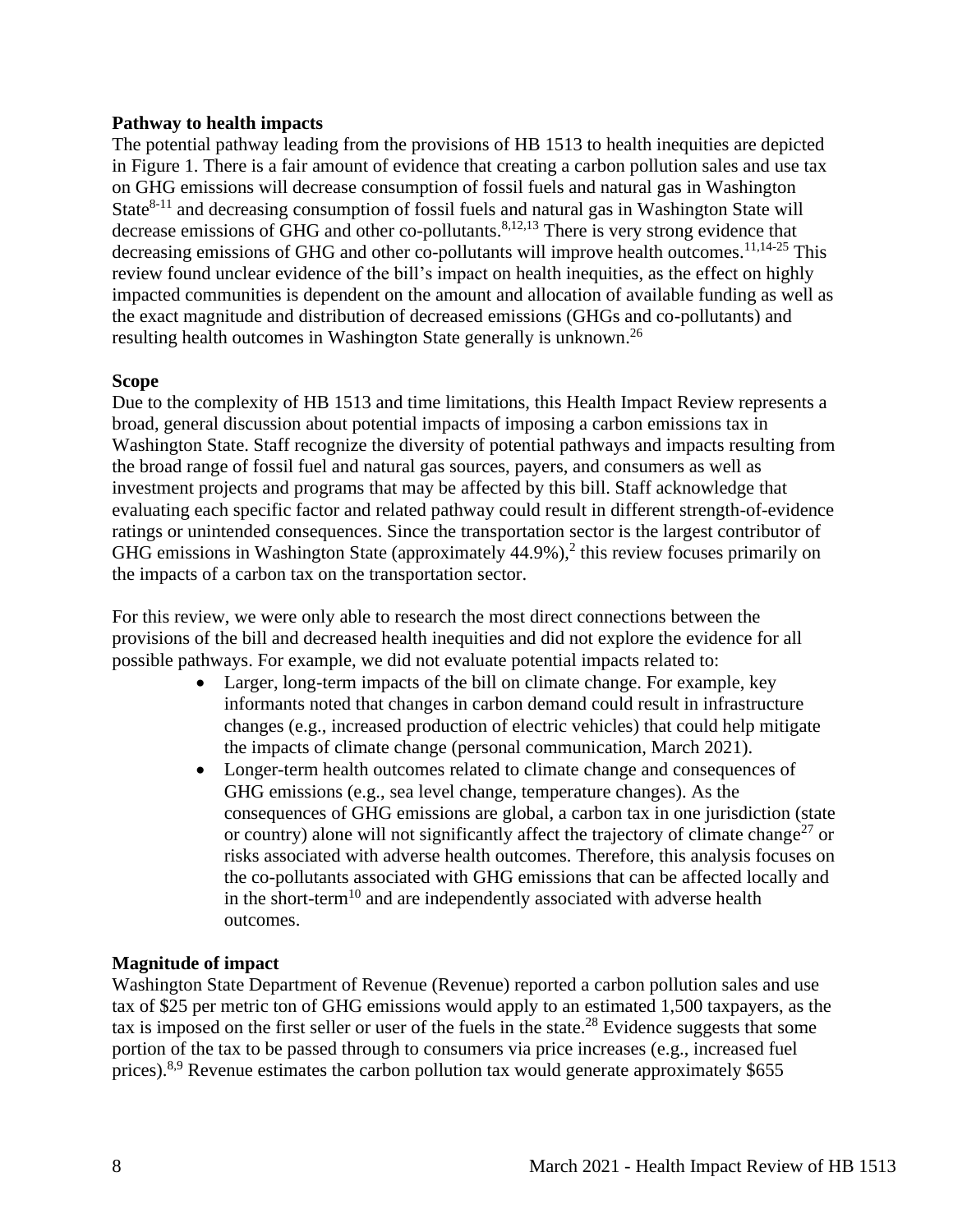**Pathway to health impacts**

The potential pathway leading from the provisions of HB 1513 to health inequities are depicted in Figure 1. There is a fair amount of evidence that creating a carbon pollution sales and use tax on GHG emissions will decrease consumption of fossil fuels and natural gas in Washington State[8-11] and decreasing consumption of fossil fuels and natural gas in Washington State will decrease emissions of GHG and other co-pollutants.[8,12,13] There is very strong evidence that decreasing emissions of GHG and other co-pollutants will improve health outcomes.[11,14-25] This review found unclear evidence of the bill's impact on health inequities, as the effect on highly impacted communities is dependent on the amount and allocation of available funding as well as the exact magnitude and distribution of decreased emissions (GHGs and co-pollutants) and resulting health outcomes in Washington State generally is unknown.[26]

**Scope**

Due to the complexity of HB 1513 and time limitations, this Health Impact Review represents a broad, general discussion about potential impacts of imposing a carbon emissions tax in Washington State. Staff recognize the diversity of potential pathways and impacts resulting from the broad range of fossil fuel and natural gas sources, payers, and consumers as well as investment projects and programs that may be affected by this bill. Staff acknowledge that evaluating each specific factor and related pathway could result in different strength-of-evidence ratings or unintended consequences. Since the transportation sector is the largest contributor of GHG emissions in Washington State (approximately 44.9%),[2] this review focuses primarily on the impacts of a carbon tax on the transportation sector.

For this review, we were only able to research the most direct connections between the provisions of the bill and decreased health inequities and did not explore the evidence for all possible pathways. For example, we did not evaluate potential impacts related to:

- Larger, long-term impacts of the bill on climate change. For example, key informants noted that changes in carbon demand could result in infrastructure changes (e.g., increased production of electric vehicles) that could help mitigate the impacts of climate change (personal communication, March 2021).
- Longer-term health outcomes related to climate change and consequences of GHG emissions (e.g., sea level change, temperature changes). As the consequences of GHG emissions are global, a carbon tax in one jurisdiction (state or country) alone will not significantly affect the trajectory of climate change[27] or risks associated with adverse health outcomes. Therefore, this analysis focuses on the co-pollutants associated with GHG emissions that can be affected locally and in the short-term[10] and are independently associated with adverse health outcomes.

**Magnitude of impact**

Washington State Department of Revenue (Revenue) reported a carbon pollution sales and use tax of $25 per metric ton of GHG emissions would apply to an estimated 1,500 taxpayers, as the tax is imposed on the first seller or user of the fuels in the state.[28] Evidence suggests that some portion of the tax to be passed through to consumers via price increases (e.g., increased fuel prices).[8,9] Revenue estimates the carbon pollution tax would generate approximately $655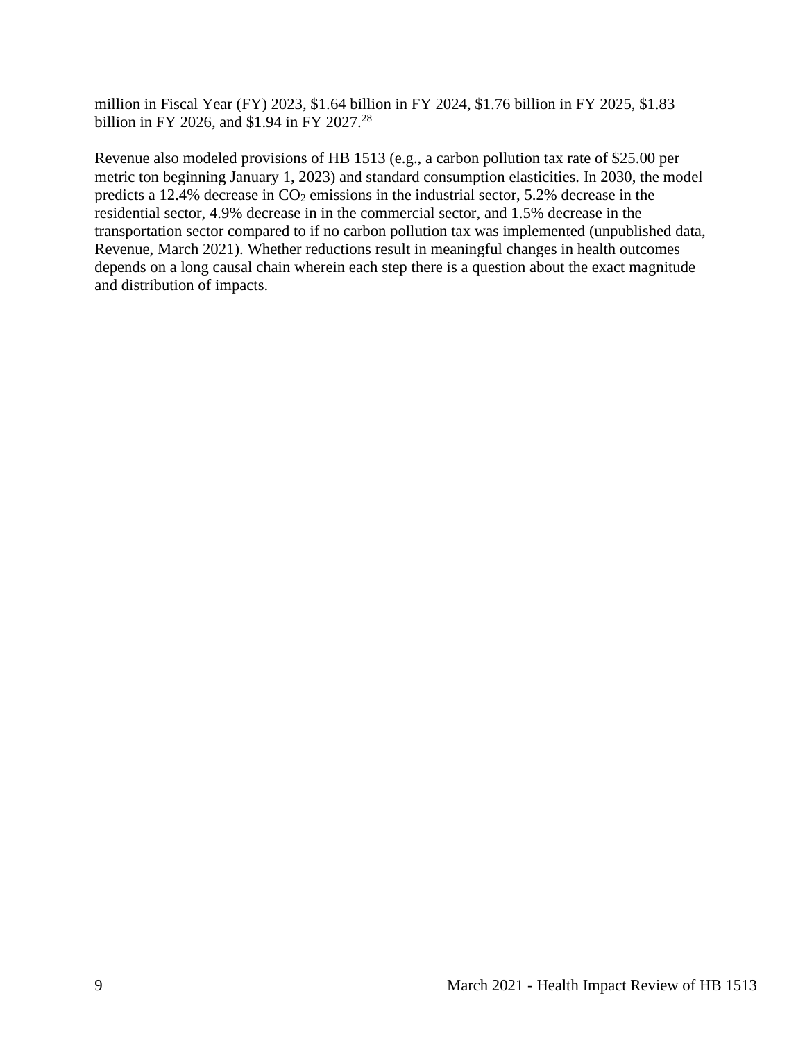million in Fiscal Year (FY) 2023, $1.64 billion in FY 2024, $1.76 billion in FY 2025, $1.83 billion in FY 2026, and $1.94 in FY 2027.[28]

Revenue also modeled provisions of HB 1513 (e.g., a carbon pollution tax rate of $25.00 per metric ton beginning January 1, 2023) and standard consumption elasticities. In 2030, the model predicts a 12.4% decrease in $CO_2$ emissions in the industrial sector, 5.2% decrease in the residential sector, 4.9% decrease in in the commercial sector, and 1.5% decrease in the transportation sector compared to if no carbon pollution tax was implemented (unpublished data, Revenue, March 2021). Whether reductions result in meaningful changes in health outcomes depends on a long causal chain wherein each step there is a question about the exact magnitude and distribution of impacts.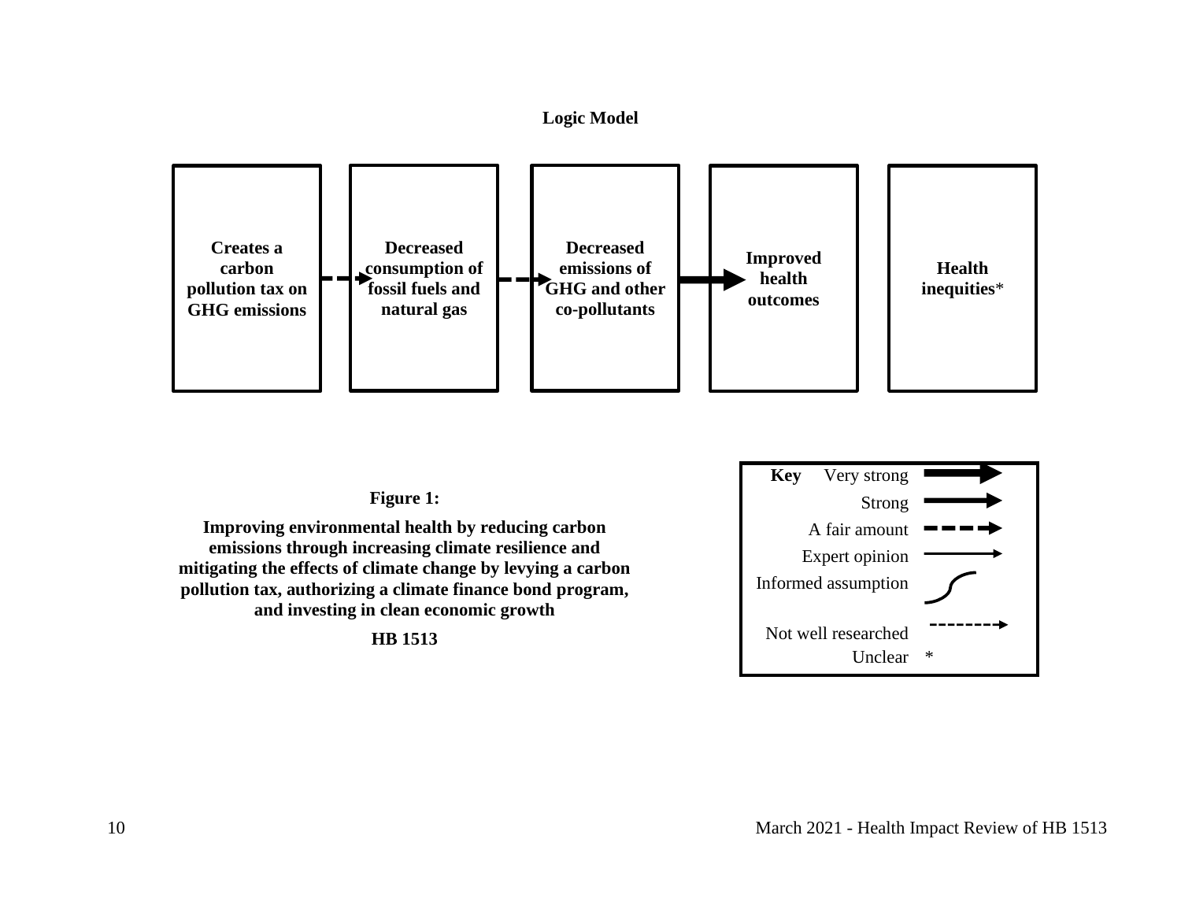## Logic Model

**Creates a carbon pollution tax on GHG emissions** → **Decreased consumption of fossil fuels and natural gas** → **Decreased emissions of GHG and other co-pollutants** → **Improved health outcomes**

**Health inequities***

| Key | |
|---|---|
| Very strong | |
| Strong | |
| A fair amount | |
| Expert opinion | |
| Informed assumption | |
| Not well researched | |
| Unclear | * |

**Figure 1:**

**Improving environmental health by reducing carbon emissions through increasing climate resilience and mitigating the effects of climate change by levying a carbon pollution tax, authorizing a climate finance bond program, and investing in clean economic growth**

**HB 1513**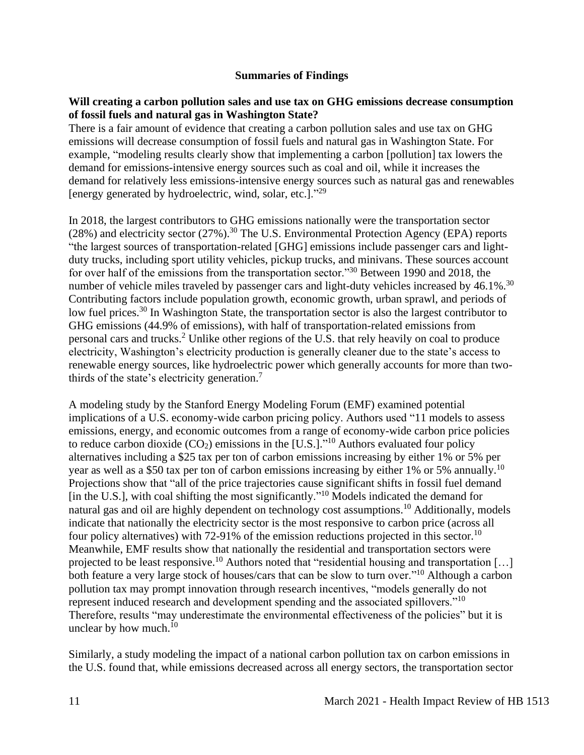## Summaries of Findings

**Will creating a carbon pollution sales and use tax on GHG emissions decrease consumption of fossil fuels and natural gas in Washington State?**

There is a fair amount of evidence that creating a carbon pollution sales and use tax on GHG emissions will decrease consumption of fossil fuels and natural gas in Washington State. For example, "modeling results clearly show that implementing a carbon [pollution] tax lowers the demand for emissions-intensive energy sources such as coal and oil, while it increases the demand for relatively less emissions-intensive energy sources such as natural gas and renewables [energy generated by hydroelectric, wind, solar, etc.]."[29]

In 2018, the largest contributors to GHG emissions nationally were the transportation sector (28%) and electricity sector (27%).[30] The U.S. Environmental Protection Agency (EPA) reports "the largest sources of transportation-related [GHG] emissions include passenger cars and light-duty trucks, including sport utility vehicles, pickup trucks, and minivans. These sources account for over half of the emissions from the transportation sector."[30] Between 1990 and 2018, the number of vehicle miles traveled by passenger cars and light-duty vehicles increased by 46.1%.[30] Contributing factors include population growth, economic growth, urban sprawl, and periods of low fuel prices.[30] In Washington State, the transportation sector is also the largest contributor to GHG emissions (44.9% of emissions), with half of transportation-related emissions from personal cars and trucks.[2] Unlike other regions of the U.S. that rely heavily on coal to produce electricity, Washington's electricity production is generally cleaner due to the state's access to renewable energy sources, like hydroelectric power which generally accounts for more than two-thirds of the state's electricity generation.[7]

A modeling study by the Stanford Energy Modeling Forum (EMF) examined potential implications of a U.S. economy-wide carbon pricing policy. Authors used "11 models to assess emissions, energy, and economic outcomes from a range of economy-wide carbon price policies to reduce carbon dioxide ($CO_2$) emissions in the [U.S.]."[10] Authors evaluated four policy alternatives including a $25 tax per ton of carbon emissions increasing by either 1% or 5% per year as well as a $50 tax per ton of carbon emissions increasing by either 1% or 5% annually.[10] Projections show that "all of the price trajectories cause significant shifts in fossil fuel demand [in the U.S.], with coal shifting the most significantly."[10] Models indicated the demand for natural gas and oil are highly dependent on technology cost assumptions.[10] Additionally, models indicate that nationally the electricity sector is the most responsive to carbon price (across all four policy alternatives) with 72-91% of the emission reductions projected in this sector.[10] Meanwhile, EMF results show that nationally the residential and transportation sectors were projected to be least responsive.[10] Authors noted that "residential housing and transportation […] both feature a very large stock of houses/cars that can be slow to turn over."[10] Although a carbon pollution tax may prompt innovation through research incentives, "models generally do not represent induced research and development spending and the associated spillovers."[10] Therefore, results "may underestimate the environmental effectiveness of the policies" but it is unclear by how much.[10]

Similarly, a study modeling the impact of a national carbon pollution tax on carbon emissions in the U.S. found that, while emissions decreased across all energy sectors, the transportation sector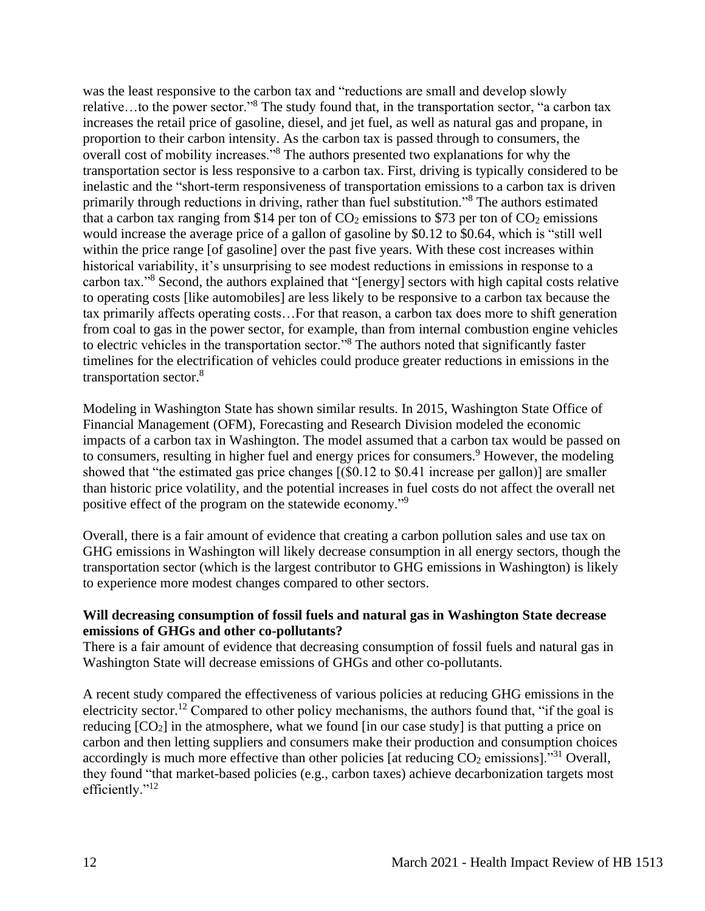was the least responsive to the carbon tax and "reductions are small and develop slowly relative…to the power sector."[8] The study found that, in the transportation sector, "a carbon tax increases the retail price of gasoline, diesel, and jet fuel, as well as natural gas and propane, in proportion to their carbon intensity. As the carbon tax is passed through to consumers, the overall cost of mobility increases."[8] The authors presented two explanations for why the transportation sector is less responsive to a carbon tax. First, driving is typically considered to be inelastic and the "short-term responsiveness of transportation emissions to a carbon tax is driven primarily through reductions in driving, rather than fuel substitution."[8] The authors estimated that a carbon tax ranging from \$14 per ton of $CO_2$ emissions to \$73 per ton of $CO_2$ emissions would increase the average price of a gallon of gasoline by \$0.12 to \$0.64, which is "still well within the price range [of gasoline] over the past five years. With these cost increases within historical variability, it's unsurprising to see modest reductions in emissions in response to a carbon tax."[8] Second, the authors explained that "[energy] sectors with high capital costs relative to operating costs [like automobiles] are less likely to be responsive to a carbon tax because the tax primarily affects operating costs…For that reason, a carbon tax does more to shift generation from coal to gas in the power sector, for example, than from internal combustion engine vehicles to electric vehicles in the transportation sector."[8] The authors noted that significantly faster timelines for the electrification of vehicles could produce greater reductions in emissions in the transportation sector.[8]

Modeling in Washington State has shown similar results. In 2015, Washington State Office of Financial Management (OFM), Forecasting and Research Division modeled the economic impacts of a carbon tax in Washington. The model assumed that a carbon tax would be passed on to consumers, resulting in higher fuel and energy prices for consumers.[9] However, the modeling showed that "the estimated gas price changes [(\$0.12 to \$0.41 increase per gallon)] are smaller than historic price volatility, and the potential increases in fuel costs do not affect the overall net positive effect of the program on the statewide economy."[9]

Overall, there is a fair amount of evidence that creating a carbon pollution sales and use tax on GHG emissions in Washington will likely decrease consumption in all energy sectors, though the transportation sector (which is the largest contributor to GHG emissions in Washington) is likely to experience more modest changes compared to other sectors.

**Will decreasing consumption of fossil fuels and natural gas in Washington State decrease emissions of GHGs and other co-pollutants?**

There is a fair amount of evidence that decreasing consumption of fossil fuels and natural gas in Washington State will decrease emissions of GHGs and other co-pollutants.

A recent study compared the effectiveness of various policies at reducing GHG emissions in the electricity sector.[12] Compared to other policy mechanisms, the authors found that, "if the goal is reducing [$CO_2$] in the atmosphere, what we found [in our case study] is that putting a price on carbon and then letting suppliers and consumers make their production and consumption choices accordingly is much more effective than other policies [at reducing $CO_2$ emissions]."[31] Overall, they found "that market-based policies (e.g., carbon taxes) achieve decarbonization targets most efficiently."[12]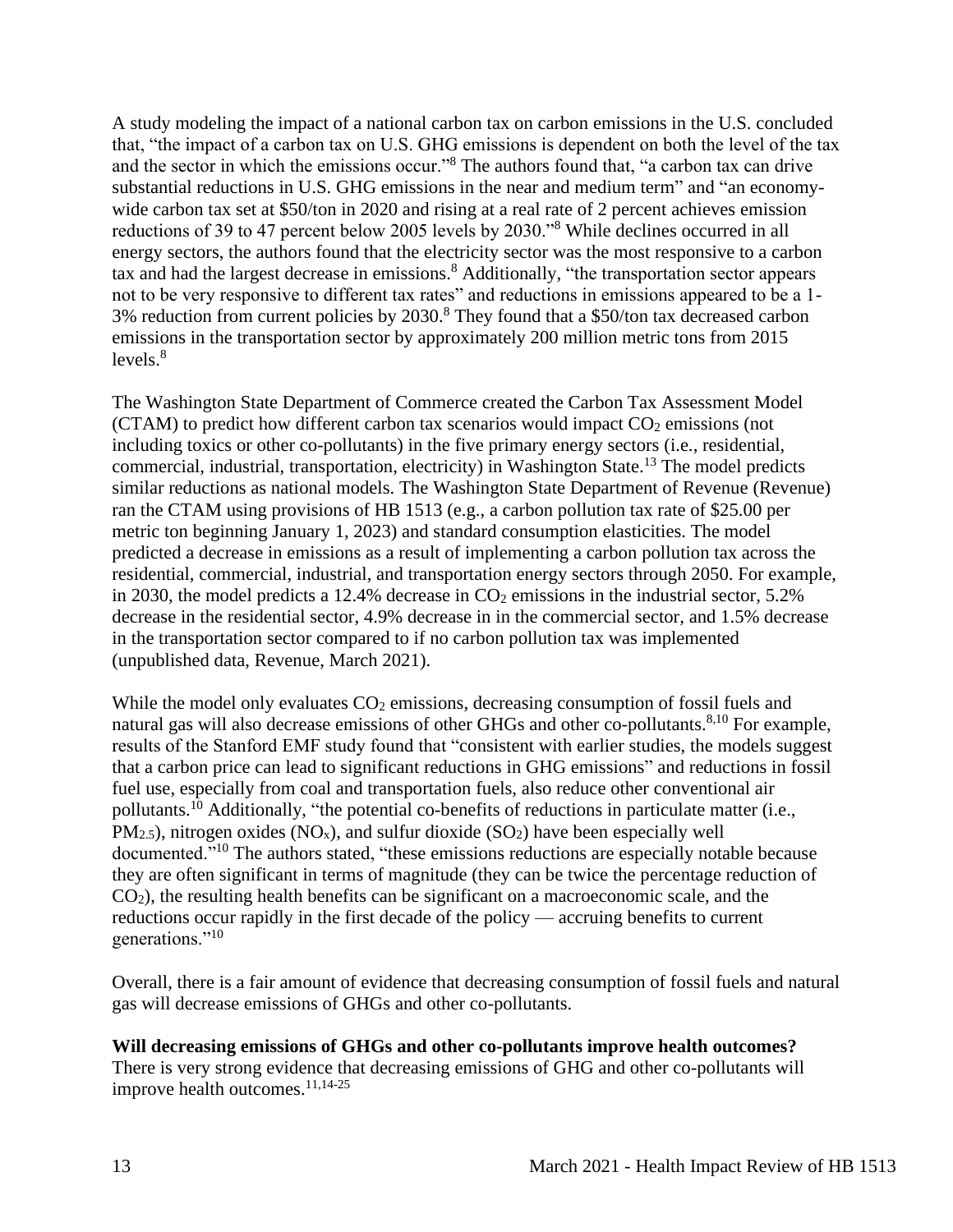A study modeling the impact of a national carbon tax on carbon emissions in the U.S. concluded that, "the impact of a carbon tax on U.S. GHG emissions is dependent on both the level of the tax and the sector in which the emissions occur."[8] The authors found that, "a carbon tax can drive substantial reductions in U.S. GHG emissions in the near and medium term" and "an economy-wide carbon tax set at $50/ton in 2020 and rising at a real rate of 2 percent achieves emission reductions of 39 to 47 percent below 2005 levels by 2030."[8] While declines occurred in all energy sectors, the authors found that the electricity sector was the most responsive to a carbon tax and had the largest decrease in emissions.[8] Additionally, "the transportation sector appears not to be very responsive to different tax rates" and reductions in emissions appeared to be a 1-3% reduction from current policies by 2030.[8] They found that a $50/ton tax decreased carbon emissions in the transportation sector by approximately 200 million metric tons from 2015 levels.[8]

The Washington State Department of Commerce created the Carbon Tax Assessment Model (CTAM) to predict how different carbon tax scenarios would impact $CO_2$ emissions (not including toxics or other co-pollutants) in the five primary energy sectors (i.e., residential, commercial, industrial, transportation, electricity) in Washington State.[13] The model predicts similar reductions as national models. The Washington State Department of Revenue (Revenue) ran the CTAM using provisions of HB 1513 (e.g., a carbon pollution tax rate of $25.00 per metric ton beginning January 1, 2023) and standard consumption elasticities. The model predicted a decrease in emissions as a result of implementing a carbon pollution tax across the residential, commercial, industrial, and transportation energy sectors through 2050. For example, in 2030, the model predicts a 12.4% decrease in $CO_2$ emissions in the industrial sector, 5.2% decrease in the residential sector, 4.9% decrease in in the commercial sector, and 1.5% decrease in the transportation sector compared to if no carbon pollution tax was implemented (unpublished data, Revenue, March 2021).

While the model only evaluates $CO_2$ emissions, decreasing consumption of fossil fuels and natural gas will also decrease emissions of other GHGs and other co-pollutants.[8,10] For example, results of the Stanford EMF study found that "consistent with earlier studies, the models suggest that a carbon price can lead to significant reductions in GHG emissions" and reductions in fossil fuel use, especially from coal and transportation fuels, also reduce other conventional air pollutants.[10] Additionally, "the potential co-benefits of reductions in particulate matter (i.e., $PM_{2.5}$), nitrogen oxides ($NO_x$), and sulfur dioxide ($SO_2$) have been especially well documented."[10] The authors stated, "these emissions reductions are especially notable because they are often significant in terms of magnitude (they can be twice the percentage reduction of $CO_2$), the resulting health benefits can be significant on a macroeconomic scale, and the reductions occur rapidly in the first decade of the policy — accruing benefits to current generations."[10]

Overall, there is a fair amount of evidence that decreasing consumption of fossil fuels and natural gas will decrease emissions of GHGs and other co-pollutants.

**Will decreasing emissions of GHGs and other co-pollutants improve health outcomes?**
There is very strong evidence that decreasing emissions of GHG and other co-pollutants will improve health outcomes.[11,14-25]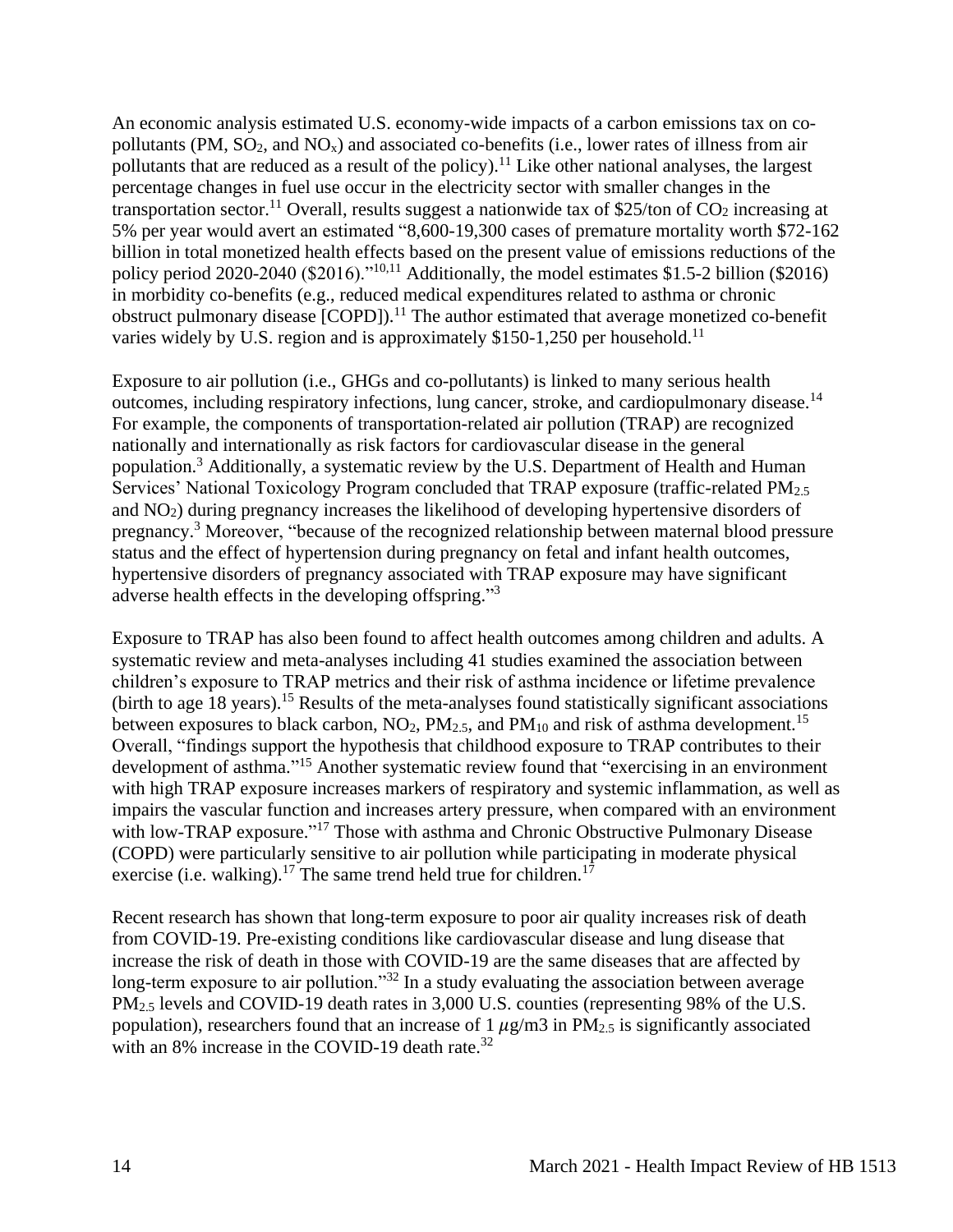An economic analysis estimated U.S. economy-wide impacts of a carbon emissions tax on co-pollutants (PM, $SO_2$, and $NO_x$) and associated co-benefits (i.e., lower rates of illness from air pollutants that are reduced as a result of the policy).[11] Like other national analyses, the largest percentage changes in fuel use occur in the electricity sector with smaller changes in the transportation sector.[11] Overall, results suggest a nationwide tax of $25/ton of $CO_2$ increasing at 5% per year would avert an estimated "8,600-19,300 cases of premature mortality worth $72-162 billion in total monetized health effects based on the present value of emissions reductions of the policy period 2020-2040 ($2016)."[10,11] Additionally, the model estimates $1.5-2 billion ($2016) in morbidity co-benefits (e.g., reduced medical expenditures related to asthma or chronic obstruct pulmonary disease [COPD]).[11] The author estimated that average monetized co-benefit varies widely by U.S. region and is approximately $150-1,250 per household.[11]

Exposure to air pollution (i.e., GHGs and co-pollutants) is linked to many serious health outcomes, including respiratory infections, lung cancer, stroke, and cardiopulmonary disease.[14] For example, the components of transportation-related air pollution (TRAP) are recognized nationally and internationally as risk factors for cardiovascular disease in the general population.[3] Additionally, a systematic review by the U.S. Department of Health and Human Services' National Toxicology Program concluded that TRAP exposure (traffic-related $PM_{2.5}$ and $NO_2$) during pregnancy increases the likelihood of developing hypertensive disorders of pregnancy.[3] Moreover, "because of the recognized relationship between maternal blood pressure status and the effect of hypertension during pregnancy on fetal and infant health outcomes, hypertensive disorders of pregnancy associated with TRAP exposure may have significant adverse health effects in the developing offspring."[3]

Exposure to TRAP has also been found to affect health outcomes among children and adults. A systematic review and meta-analyses including 41 studies examined the association between children's exposure to TRAP metrics and their risk of asthma incidence or lifetime prevalence (birth to age 18 years).[15] Results of the meta-analyses found statistically significant associations between exposures to black carbon, $NO_2$, $PM_{2.5}$, and $PM_{10}$ and risk of asthma development.[15] Overall, "findings support the hypothesis that childhood exposure to TRAP contributes to their development of asthma."[15] Another systematic review found that "exercising in an environment with high TRAP exposure increases markers of respiratory and systemic inflammation, as well as impairs the vascular function and increases artery pressure, when compared with an environment with low-TRAP exposure."[17] Those with asthma and Chronic Obstructive Pulmonary Disease (COPD) were particularly sensitive to air pollution while participating in moderate physical exercise (i.e. walking).[17] The same trend held true for children.[17]

Recent research has shown that long-term exposure to poor air quality increases risk of death from COVID-19. Pre-existing conditions like cardiovascular disease and lung disease that increase the risk of death in those with COVID-19 are the same diseases that are affected by long-term exposure to air pollution."[32] In a study evaluating the association between average $PM_{2.5}$ levels and COVID-19 death rates in 3,000 U.S. counties (representing 98% of the U.S. population), researchers found that an increase of 1 $\mu$g/m3 in $PM_{2.5}$ is significantly associated with an 8% increase in the COVID-19 death rate.[32]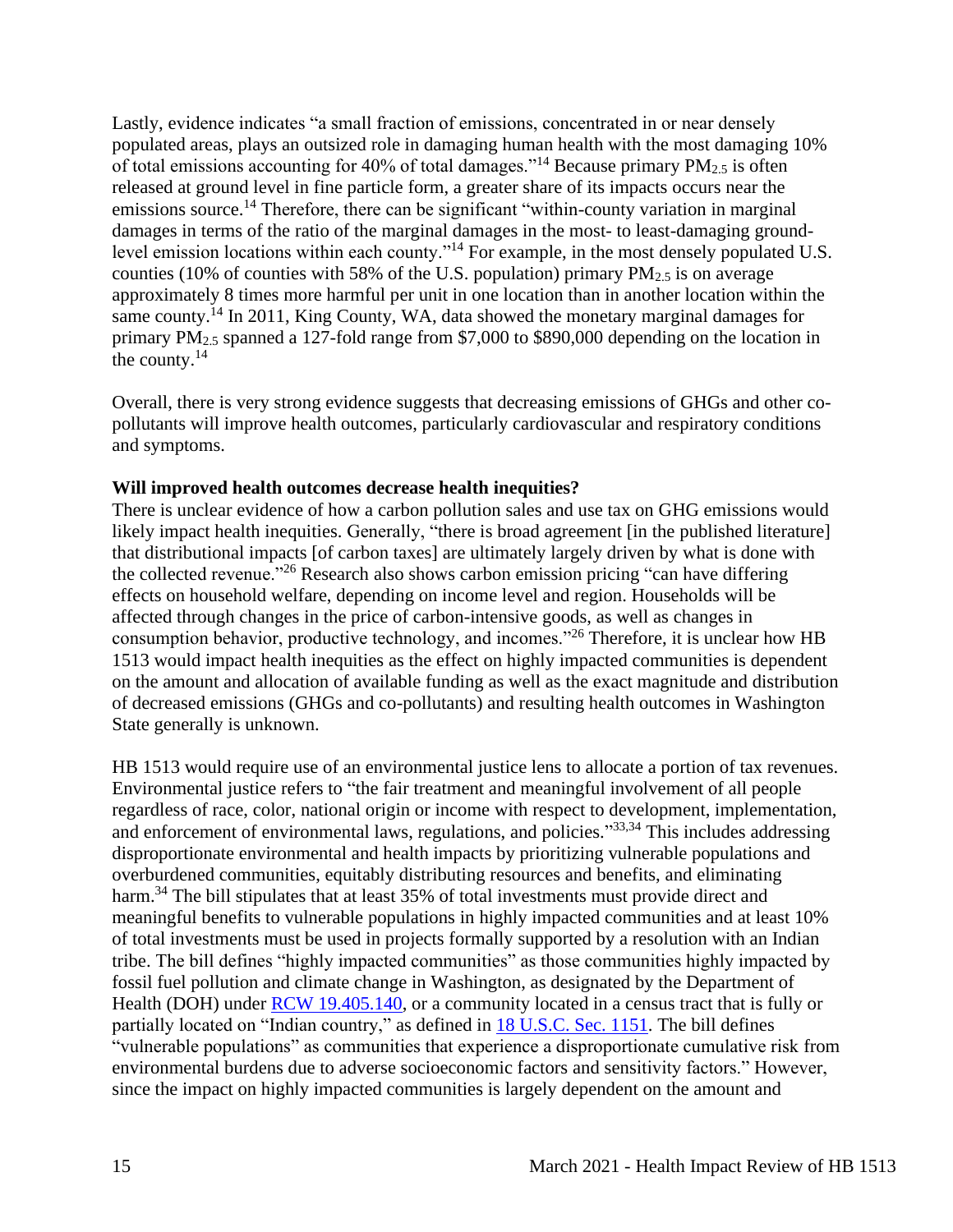Lastly, evidence indicates "a small fraction of emissions, concentrated in or near densely populated areas, plays an outsized role in damaging human health with the most damaging 10% of total emissions accounting for 40% of total damages."[14] Because primary $PM_{2.5}$ is often released at ground level in fine particle form, a greater share of its impacts occurs near the emissions source.[14] Therefore, there can be significant "within-county variation in marginal damages in terms of the ratio of the marginal damages in the most- to least-damaging ground-level emission locations within each county."[14] For example, in the most densely populated U.S. counties (10% of counties with 58% of the U.S. population) primary $PM_{2.5}$ is on average approximately 8 times more harmful per unit in one location than in another location within the same county.[14] In 2011, King County, WA, data showed the monetary marginal damages for primary $PM_{2.5}$ spanned a 127-fold range from $7,000 to $890,000 depending on the location in the county.[14]

Overall, there is very strong evidence suggests that decreasing emissions of GHGs and other co-pollutants will improve health outcomes, particularly cardiovascular and respiratory conditions and symptoms.

**Will improved health outcomes decrease health inequities?**

There is unclear evidence of how a carbon pollution sales and use tax on GHG emissions would likely impact health inequities. Generally, "there is broad agreement [in the published literature] that distributional impacts [of carbon taxes] are ultimately largely driven by what is done with the collected revenue."[26] Research also shows carbon emission pricing "can have differing effects on household welfare, depending on income level and region. Households will be affected through changes in the price of carbon-intensive goods, as well as changes in consumption behavior, productive technology, and incomes."[26] Therefore, it is unclear how HB 1513 would impact health inequities as the effect on highly impacted communities is dependent on the amount and allocation of available funding as well as the exact magnitude and distribution of decreased emissions (GHGs and co-pollutants) and resulting health outcomes in Washington State generally is unknown.

HB 1513 would require use of an environmental justice lens to allocate a portion of tax revenues. Environmental justice refers to "the fair treatment and meaningful involvement of all people regardless of race, color, national origin or income with respect to development, implementation, and enforcement of environmental laws, regulations, and policies."[33,34] This includes addressing disproportionate environmental and health impacts by prioritizing vulnerable populations and overburdened communities, equitably distributing resources and benefits, and eliminating harm.[34] The bill stipulates that at least 35% of total investments must provide direct and meaningful benefits to vulnerable populations in highly impacted communities and at least 10% of total investments must be used in projects formally supported by a resolution with an Indian tribe. The bill defines "highly impacted communities" as those communities highly impacted by fossil fuel pollution and climate change in Washington, as designated by the Department of Health (DOH) under [RCW 19.405.140](), or a community located in a census tract that is fully or partially located on "Indian country," as defined in [18 U.S.C. Sec. 1151](). The bill defines "vulnerable populations" as communities that experience a disproportionate cumulative risk from environmental burdens due to adverse socioeconomic factors and sensitivity factors." However, since the impact on highly impacted communities is largely dependent on the amount and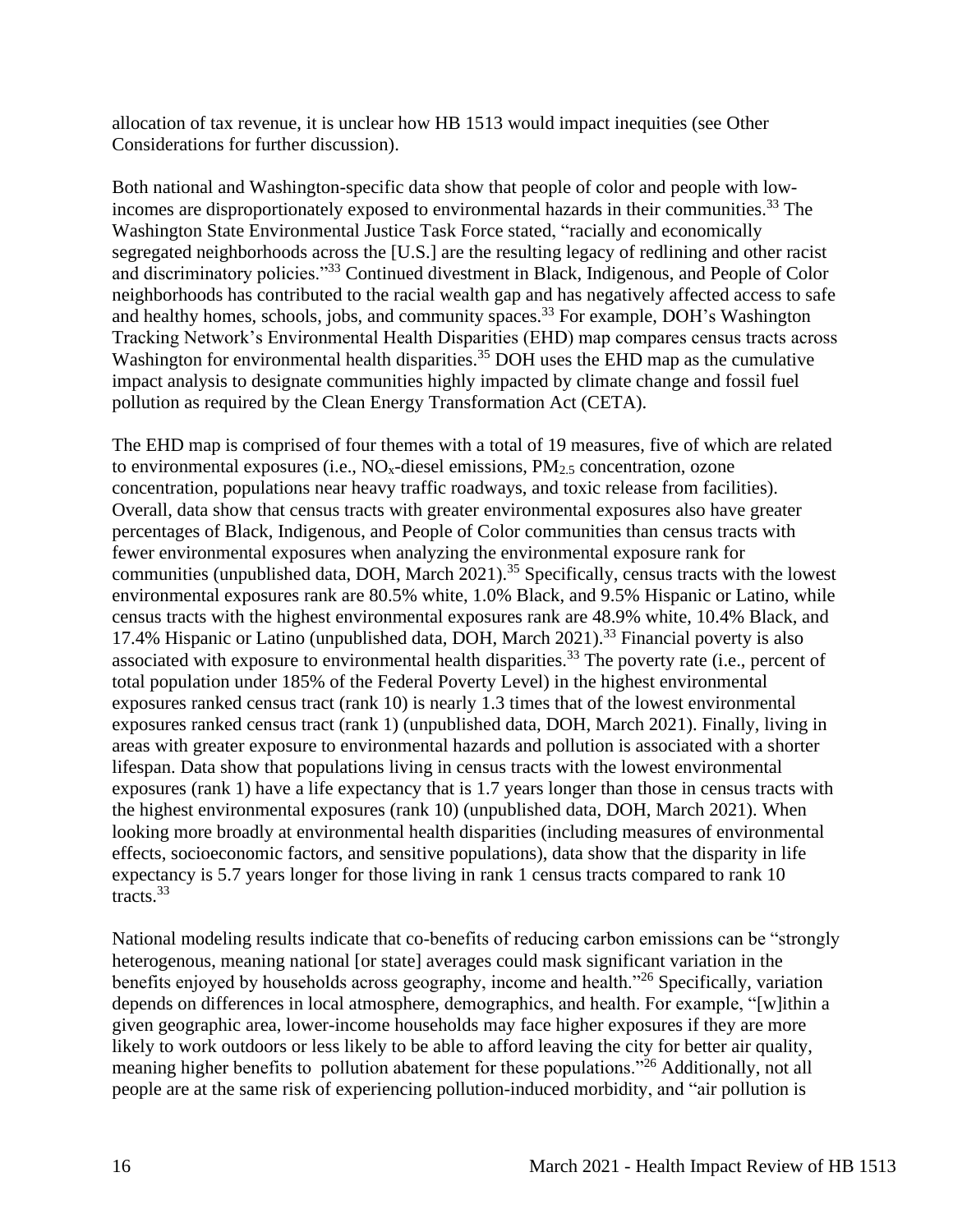allocation of tax revenue, it is unclear how HB 1513 would impact inequities (see Other Considerations for further discussion).

Both national and Washington-specific data show that people of color and people with low-incomes are disproportionately exposed to environmental hazards in their communities.[33] The Washington State Environmental Justice Task Force stated, "racially and economically segregated neighborhoods across the [U.S.] are the resulting legacy of redlining and other racist and discriminatory policies."[33] Continued divestment in Black, Indigenous, and People of Color neighborhoods has contributed to the racial wealth gap and has negatively affected access to safe and healthy homes, schools, jobs, and community spaces.[33] For example, DOH's Washington Tracking Network's Environmental Health Disparities (EHD) map compares census tracts across Washington for environmental health disparities.[35] DOH uses the EHD map as the cumulative impact analysis to designate communities highly impacted by climate change and fossil fuel pollution as required by the Clean Energy Transformation Act (CETA).

The EHD map is comprised of four themes with a total of 19 measures, five of which are related to environmental exposures (i.e., $NO_x$-diesel emissions, $PM_{2.5}$ concentration, ozone concentration, populations near heavy traffic roadways, and toxic release from facilities). Overall, data show that census tracts with greater environmental exposures also have greater percentages of Black, Indigenous, and People of Color communities than census tracts with fewer environmental exposures when analyzing the environmental exposure rank for communities (unpublished data, DOH, March 2021).[35] Specifically, census tracts with the lowest environmental exposures rank are 80.5% white, 1.0% Black, and 9.5% Hispanic or Latino, while census tracts with the highest environmental exposures rank are 48.9% white, 10.4% Black, and 17.4% Hispanic or Latino (unpublished data, DOH, March 2021).[33] Financial poverty is also associated with exposure to environmental health disparities.[33] The poverty rate (i.e., percent of total population under 185% of the Federal Poverty Level) in the highest environmental exposures ranked census tract (rank 10) is nearly 1.3 times that of the lowest environmental exposures ranked census tract (rank 1) (unpublished data, DOH, March 2021). Finally, living in areas with greater exposure to environmental hazards and pollution is associated with a shorter lifespan. Data show that populations living in census tracts with the lowest environmental exposures (rank 1) have a life expectancy that is 1.7 years longer than those in census tracts with the highest environmental exposures (rank 10) (unpublished data, DOH, March 2021). When looking more broadly at environmental health disparities (including measures of environmental effects, socioeconomic factors, and sensitive populations), data show that the disparity in life expectancy is 5.7 years longer for those living in rank 1 census tracts compared to rank 10 tracts.[33]

National modeling results indicate that co-benefits of reducing carbon emissions can be "strongly heterogenous, meaning national [or state] averages could mask significant variation in the benefits enjoyed by households across geography, income and health."[26] Specifically, variation depends on differences in local atmosphere, demographics, and health. For example, "[w]ithin a given geographic area, lower-income households may face higher exposures if they are more likely to work outdoors or less likely to be able to afford leaving the city for better air quality, meaning higher benefits to pollution abatement for these populations."[26] Additionally, not all people are at the same risk of experiencing pollution-induced morbidity, and "air pollution is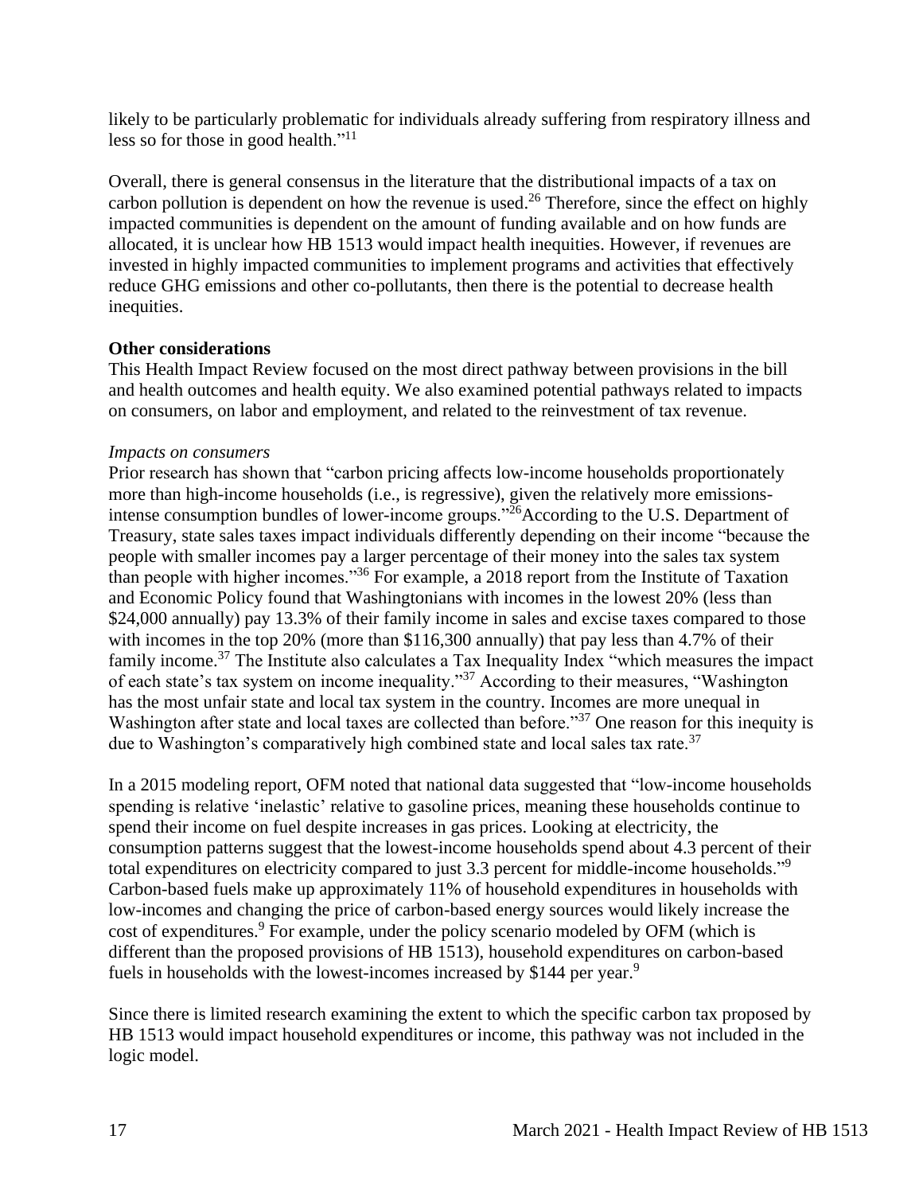likely to be particularly problematic for individuals already suffering from respiratory illness and less so for those in good health."[11]

Overall, there is general consensus in the literature that the distributional impacts of a tax on carbon pollution is dependent on how the revenue is used.[26] Therefore, since the effect on highly impacted communities is dependent on the amount of funding available and on how funds are allocated, it is unclear how HB 1513 would impact health inequities. However, if revenues are invested in highly impacted communities to implement programs and activities that effectively reduce GHG emissions and other co-pollutants, then there is the potential to decrease health inequities.

**Other considerations**

This Health Impact Review focused on the most direct pathway between provisions in the bill and health outcomes and health equity. We also examined potential pathways related to impacts on consumers, on labor and employment, and related to the reinvestment of tax revenue.

*Impacts on consumers*

Prior research has shown that "carbon pricing affects low-income households proportionately more than high-income households (i.e., is regressive), given the relatively more emissions-intense consumption bundles of lower-income groups."[26]According to the U.S. Department of Treasury, state sales taxes impact individuals differently depending on their income "because the people with smaller incomes pay a larger percentage of their money into the sales tax system than people with higher incomes."[36] For example, a 2018 report from the Institute of Taxation and Economic Policy found that Washingtonians with incomes in the lowest 20% (less than $24,000 annually) pay 13.3% of their family income in sales and excise taxes compared to those with incomes in the top 20% (more than $116,300 annually) that pay less than 4.7% of their family income.[37] The Institute also calculates a Tax Inequality Index "which measures the impact of each state's tax system on income inequality."[37] According to their measures, "Washington has the most unfair state and local tax system in the country. Incomes are more unequal in Washington after state and local taxes are collected than before."[37] One reason for this inequity is due to Washington's comparatively high combined state and local sales tax rate.[37]

In a 2015 modeling report, OFM noted that national data suggested that "low-income households spending is relative 'inelastic' relative to gasoline prices, meaning these households continue to spend their income on fuel despite increases in gas prices. Looking at electricity, the consumption patterns suggest that the lowest-income households spend about 4.3 percent of their total expenditures on electricity compared to just 3.3 percent for middle-income households."[9] Carbon-based fuels make up approximately 11% of household expenditures in households with low-incomes and changing the price of carbon-based energy sources would likely increase the cost of expenditures.[9] For example, under the policy scenario modeled by OFM (which is different than the proposed provisions of HB 1513), household expenditures on carbon-based fuels in households with the lowest-incomes increased by $144 per year.[9]

Since there is limited research examining the extent to which the specific carbon tax proposed by HB 1513 would impact household expenditures or income, this pathway was not included in the logic model.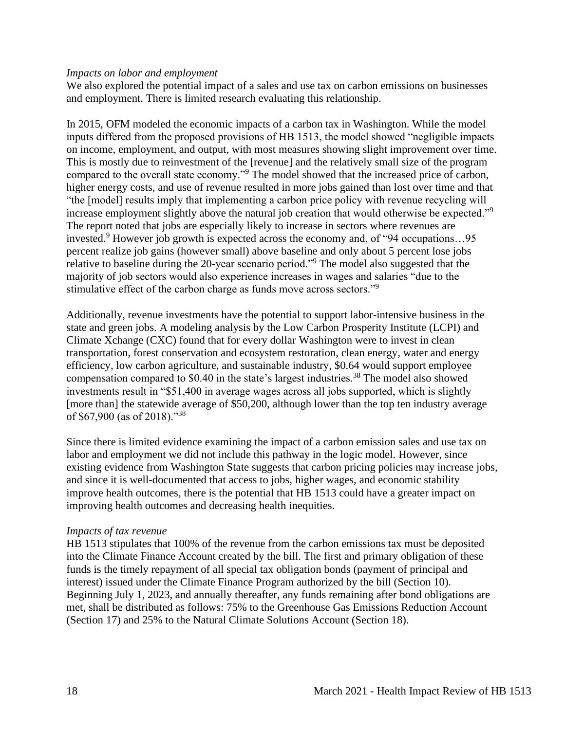*Impacts on labor and employment*

We also explored the potential impact of a sales and use tax on carbon emissions on businesses and employment. There is limited research evaluating this relationship.

In 2015, OFM modeled the economic impacts of a carbon tax in Washington. While the model inputs differed from the proposed provisions of HB 1513, the model showed "negligible impacts on income, employment, and output, with most measures showing slight improvement over time. This is mostly due to reinvestment of the [revenue] and the relatively small size of the program compared to the overall state economy."[9] The model showed that the increased price of carbon, higher energy costs, and use of revenue resulted in more jobs gained than lost over time and that "the [model] results imply that implementing a carbon price policy with revenue recycling will increase employment slightly above the natural job creation that would otherwise be expected."[9] The report noted that jobs are especially likely to increase in sectors where revenues are invested.[9] However job growth is expected across the economy and, of "94 occupations…95 percent realize job gains (however small) above baseline and only about 5 percent lose jobs relative to baseline during the 20-year scenario period."[9] The model also suggested that the majority of job sectors would also experience increases in wages and salaries "due to the stimulative effect of the carbon charge as funds move across sectors."[9]

Additionally, revenue investments have the potential to support labor-intensive business in the state and green jobs. A modeling analysis by the Low Carbon Prosperity Institute (LCPI) and Climate Xchange (CXC) found that for every dollar Washington were to invest in clean transportation, forest conservation and ecosystem restoration, clean energy, water and energy efficiency, low carbon agriculture, and sustainable industry, $0.64 would support employee compensation compared to $0.40 in the state's largest industries.[38] The model also showed investments result in "$51,400 in average wages across all jobs supported, which is slightly [more than] the statewide average of $50,200, although lower than the top ten industry average of $67,900 (as of 2018)."[38]

Since there is limited evidence examining the impact of a carbon emission sales and use tax on labor and employment we did not include this pathway in the logic model. However, since existing evidence from Washington State suggests that carbon pricing policies may increase jobs, and since it is well-documented that access to jobs, higher wages, and economic stability improve health outcomes, there is the potential that HB 1513 could have a greater impact on improving health outcomes and decreasing health inequities.

*Impacts of tax revenue*

HB 1513 stipulates that 100% of the revenue from the carbon emissions tax must be deposited into the Climate Finance Account created by the bill. The first and primary obligation of these funds is the timely repayment of all special tax obligation bonds (payment of principal and interest) issued under the Climate Finance Program authorized by the bill (Section 10). Beginning July 1, 2023, and annually thereafter, any funds remaining after bond obligations are met, shall be distributed as follows: 75% to the Greenhouse Gas Emissions Reduction Account (Section 17) and 25% to the Natural Climate Solutions Account (Section 18).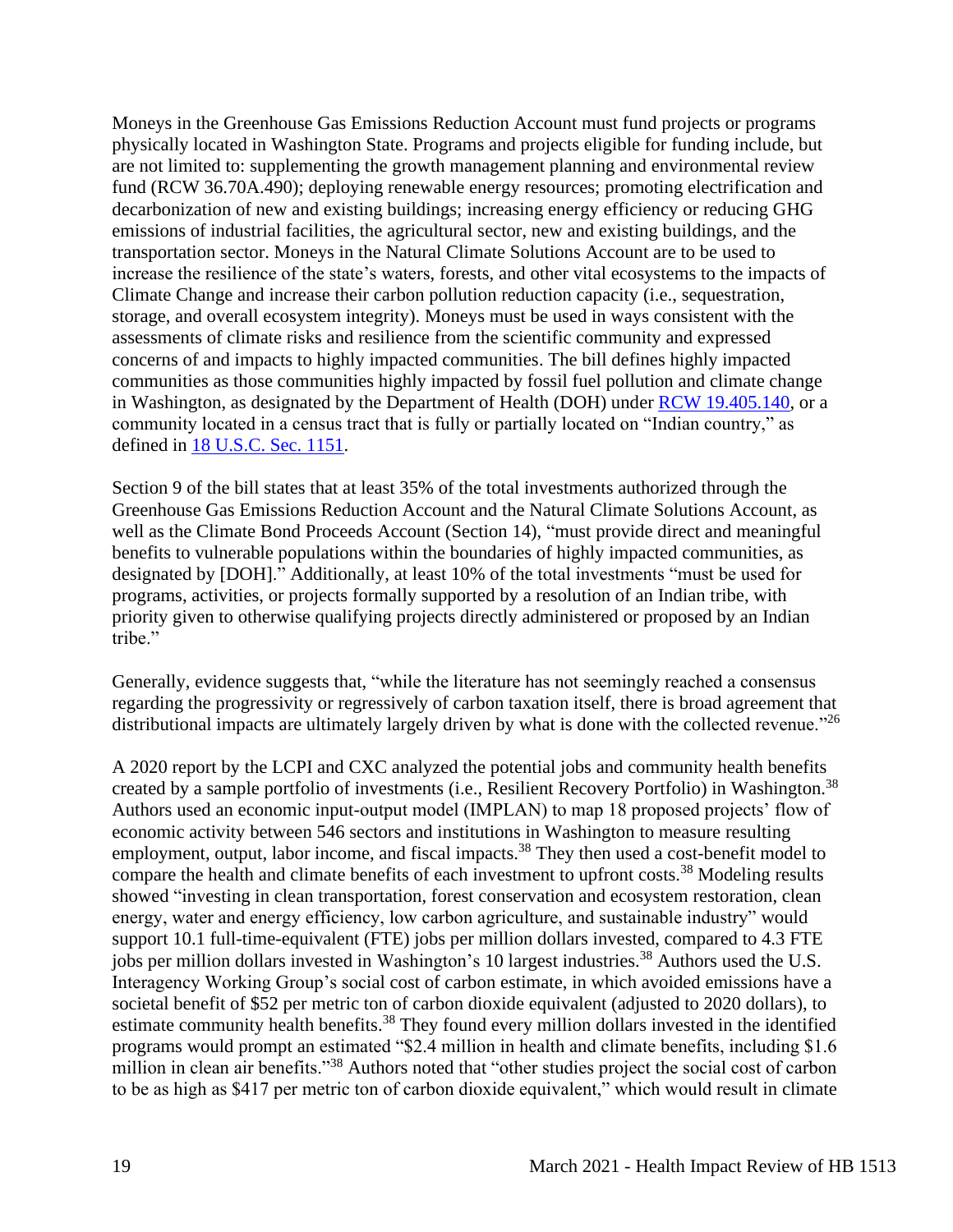Moneys in the Greenhouse Gas Emissions Reduction Account must fund projects or programs physically located in Washington State. Programs and projects eligible for funding include, but are not limited to: supplementing the growth management planning and environmental review fund (RCW 36.70A.490); deploying renewable energy resources; promoting electrification and decarbonization of new and existing buildings; increasing energy efficiency or reducing GHG emissions of industrial facilities, the agricultural sector, new and existing buildings, and the transportation sector. Moneys in the Natural Climate Solutions Account are to be used to increase the resilience of the state's waters, forests, and other vital ecosystems to the impacts of Climate Change and increase their carbon pollution reduction capacity (i.e., sequestration, storage, and overall ecosystem integrity). Moneys must be used in ways consistent with the assessments of climate risks and resilience from the scientific community and expressed concerns of and impacts to highly impacted communities. The bill defines highly impacted communities as those communities highly impacted by fossil fuel pollution and climate change in Washington, as designated by the Department of Health (DOH) under [RCW 19.405.140](), or a community located in a census tract that is fully or partially located on "Indian country," as defined in [18 U.S.C. Sec. 1151]().

Section 9 of the bill states that at least 35% of the total investments authorized through the Greenhouse Gas Emissions Reduction Account and the Natural Climate Solutions Account, as well as the Climate Bond Proceeds Account (Section 14), "must provide direct and meaningful benefits to vulnerable populations within the boundaries of highly impacted communities, as designated by [DOH]." Additionally, at least 10% of the total investments "must be used for programs, activities, or projects formally supported by a resolution of an Indian tribe, with priority given to otherwise qualifying projects directly administered or proposed by an Indian tribe."

Generally, evidence suggests that, "while the literature has not seemingly reached a consensus regarding the progressivity or regressively of carbon taxation itself, there is broad agreement that distributional impacts are ultimately largely driven by what is done with the collected revenue."[26]

A 2020 report by the LCPI and CXC analyzed the potential jobs and community health benefits created by a sample portfolio of investments (i.e., Resilient Recovery Portfolio) in Washington.[38] Authors used an economic input-output model (IMPLAN) to map 18 proposed projects' flow of economic activity between 546 sectors and institutions in Washington to measure resulting employment, output, labor income, and fiscal impacts.[38] They then used a cost-benefit model to compare the health and climate benefits of each investment to upfront costs.[38] Modeling results showed "investing in clean transportation, forest conservation and ecosystem restoration, clean energy, water and energy efficiency, low carbon agriculture, and sustainable industry" would support 10.1 full-time-equivalent (FTE) jobs per million dollars invested, compared to 4.3 FTE jobs per million dollars invested in Washington's 10 largest industries.[38] Authors used the U.S. Interagency Working Group's social cost of carbon estimate, in which avoided emissions have a societal benefit of $52 per metric ton of carbon dioxide equivalent (adjusted to 2020 dollars), to estimate community health benefits.[38] They found every million dollars invested in the identified programs would prompt an estimated "$2.4 million in health and climate benefits, including $1.6 million in clean air benefits."[38] Authors noted that "other studies project the social cost of carbon to be as high as $417 per metric ton of carbon dioxide equivalent," which would result in climate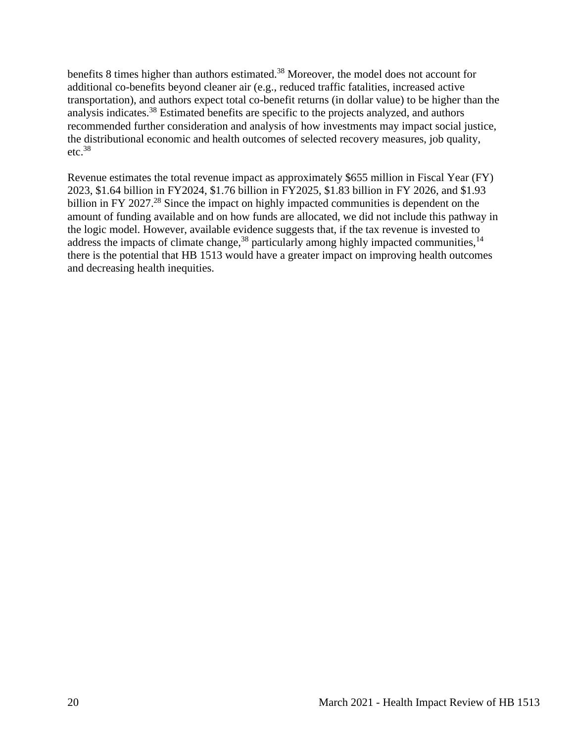benefits 8 times higher than authors estimated.[38] Moreover, the model does not account for additional co-benefits beyond cleaner air (e.g., reduced traffic fatalities, increased active transportation), and authors expect total co-benefit returns (in dollar value) to be higher than the analysis indicates.[38] Estimated benefits are specific to the projects analyzed, and authors recommended further consideration and analysis of how investments may impact social justice, the distributional economic and health outcomes of selected recovery measures, job quality, etc.[38]

Revenue estimates the total revenue impact as approximately $655 million in Fiscal Year (FY) 2023, $1.64 billion in FY2024, $1.76 billion in FY2025, $1.83 billion in FY 2026, and $1.93 billion in FY 2027.[28] Since the impact on highly impacted communities is dependent on the amount of funding available and on how funds are allocated, we did not include this pathway in the logic model. However, available evidence suggests that, if the tax revenue is invested to address the impacts of climate change,[38] particularly among highly impacted communities,[14] there is the potential that HB 1513 would have a greater impact on improving health outcomes and decreasing health inequities.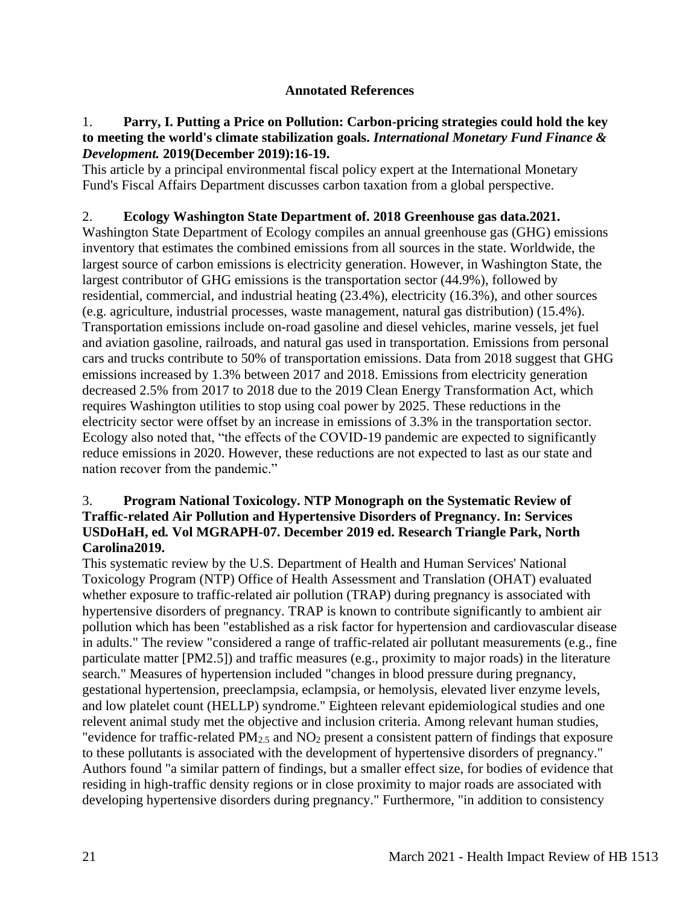**Annotated References**

1. **Parry, I. Putting a Price on Pollution: Carbon-pricing strategies could hold the key to meeting the world's climate stabilization goals.** ***International Monetary Fund Finance & Development.*** **2019(December 2019):16-19.**
This article by a principal environmental fiscal policy expert at the International Monetary Fund's Fiscal Affairs Department discusses carbon taxation from a global perspective.

2. **Ecology Washington State Department of. 2018 Greenhouse gas data.2021.**
Washington State Department of Ecology compiles an annual greenhouse gas (GHG) emissions inventory that estimates the combined emissions from all sources in the state. Worldwide, the largest source of carbon emissions is electricity generation. However, in Washington State, the largest contributor of GHG emissions is the transportation sector (44.9%), followed by residential, commercial, and industrial heating (23.4%), electricity (16.3%), and other sources (e.g. agriculture, industrial processes, waste management, natural gas distribution) (15.4%). Transportation emissions include on-road gasoline and diesel vehicles, marine vessels, jet fuel and aviation gasoline, railroads, and natural gas used in transportation. Emissions from personal cars and trucks contribute to 50% of transportation emissions. Data from 2018 suggest that GHG emissions increased by 1.3% between 2017 and 2018. Emissions from electricity generation decreased 2.5% from 2017 to 2018 due to the 2019 Clean Energy Transformation Act, which requires Washington utilities to stop using coal power by 2025. These reductions in the electricity sector were offset by an increase in emissions of 3.3% in the transportation sector. Ecology also noted that, "the effects of the COVID-19 pandemic are expected to significantly reduce emissions in 2020. However, these reductions are not expected to last as our state and nation recover from the pandemic."

3. **Program National Toxicology. NTP Monograph on the Systematic Review of Traffic-related Air Pollution and Hypertensive Disorders of Pregnancy. In: Services USDoHaH, ed. Vol MGRAPH-07. December 2019 ed. Research Triangle Park, North Carolina2019.**
This systematic review by the U.S. Department of Health and Human Services' National Toxicology Program (NTP) Office of Health Assessment and Translation (OHAT) evaluated whether exposure to traffic-related air pollution (TRAP) during pregnancy is associated with hypertensive disorders of pregnancy. TRAP is known to contribute significantly to ambient air pollution which has been "established as a risk factor for hypertension and cardiovascular disease in adults." The review "considered a range of traffic-related air pollutant measurements (e.g., fine particulate matter [PM2.5]) and traffic measures (e.g., proximity to major roads) in the literature search." Measures of hypertension included "changes in blood pressure during pregnancy, gestational hypertension, preeclampsia, eclampsia, or hemolysis, elevated liver enzyme levels, and low platelet count (HELLP) syndrome." Eighteen relevant epidemiological studies and one relevent animal study met the objective and inclusion criteria. Among relevant human studies, "evidence for traffic-related $PM_{2.5}$ and $NO_2$ present a consistent pattern of findings that exposure to these pollutants is associated with the development of hypertensive disorders of pregnancy." Authors found "a similar pattern of findings, but a smaller effect size, for bodies of evidence that residing in high-traffic density regions or in close proximity to major roads are associated with developing hypertensive disorders during pregnancy." Furthermore, "in addition to consistency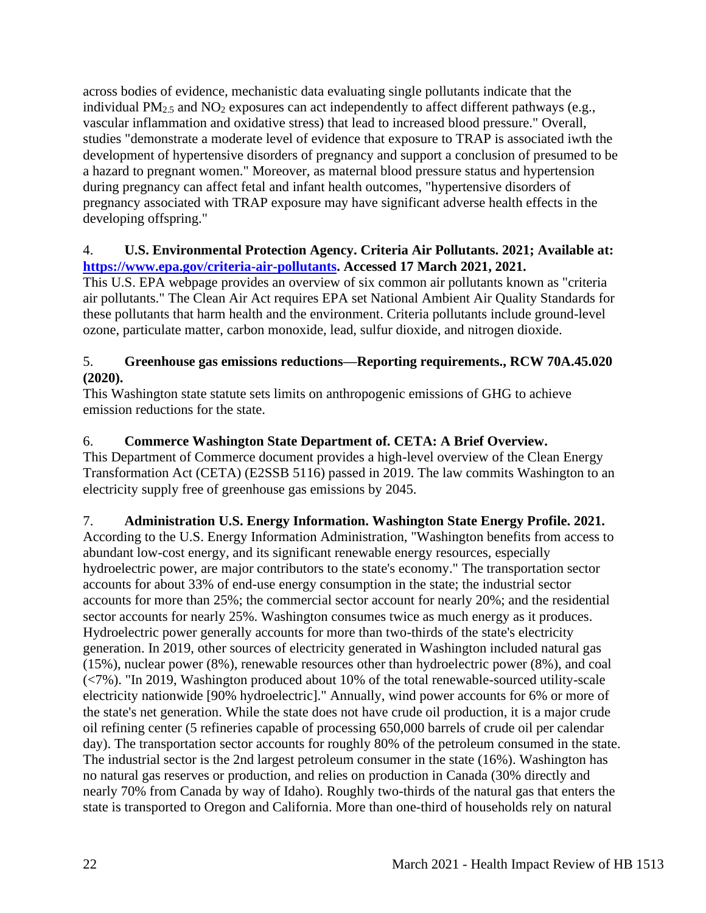across bodies of evidence, mechanistic data evaluating single pollutants indicate that the individual $PM_{2.5}$ and $NO_2$ exposures can act independently to affect different pathways (e.g., vascular inflammation and oxidative stress) that lead to increased blood pressure." Overall, studies "demonstrate a moderate level of evidence that exposure to TRAP is associated iwth the development of hypertensive disorders of pregnancy and support a conclusion of presumed to be a hazard to pregnant women." Moreover, as maternal blood pressure status and hypertension during pregnancy can affect fetal and infant health outcomes, "hypertensive disorders of pregnancy associated with TRAP exposure may have significant adverse health effects in the developing offspring."

4. **U.S. Environmental Protection Agency. Criteria Air Pollutants. 2021; Available at: [https://www.epa.gov/criteria-air-pollutants](https://www.epa.gov/criteria-air-pollutants). Accessed 17 March 2021, 2021.**
This U.S. EPA webpage provides an overview of six common air pollutants known as "criteria air pollutants." The Clean Air Act requires EPA set National Ambient Air Quality Standards for these pollutants that harm health and the environment. Criteria pollutants include ground-level ozone, particulate matter, carbon monoxide, lead, sulfur dioxide, and nitrogen dioxide.

5. **Greenhouse gas emissions reductions—Reporting requirements., RCW 70A.45.020 (2020).**
This Washington state statute sets limits on anthropogenic emissions of GHG to achieve emission reductions for the state.

6. **Commerce Washington State Department of. CETA: A Brief Overview.**
This Department of Commerce document provides a high-level overview of the Clean Energy Transformation Act (CETA) (E2SSB 5116) passed in 2019. The law commits Washington to an electricity supply free of greenhouse gas emissions by 2045.

7. **Administration U.S. Energy Information. Washington State Energy Profile. 2021.**
According to the U.S. Energy Information Administration, "Washington benefits from access to abundant low-cost energy, and its significant renewable energy resources, especially hydroelectric power, are major contributors to the state's economy." The transportation sector accounts for about 33% of end-use energy consumption in the state; the industrial sector accounts for more than 25%; the commercial sector account for nearly 20%; and the residential sector accounts for nearly 25%. Washington consumes twice as much energy as it produces. Hydroelectric power generally accounts for more than two-thirds of the state's electricity generation. In 2019, other sources of electricity generated in Washington included natural gas (15%), nuclear power (8%), renewable resources other than hydroelectric power (8%), and coal (<7%). "In 2019, Washington produced about 10% of the total renewable-sourced utility-scale electricity nationwide [90% hydroelectric]." Annually, wind power accounts for 6% or more of the state's net generation. While the state does not have crude oil production, it is a major crude oil refining center (5 refineries capable of processing 650,000 barrels of crude oil per calendar day). The transportation sector accounts for roughly 80% of the petroleum consumed in the state. The industrial sector is the 2nd largest petroleum consumer in the state (16%). Washington has no natural gas reserves or production, and relies on production in Canada (30% directly and nearly 70% from Canada by way of Idaho). Roughly two-thirds of the natural gas that enters the state is transported to Oregon and California. More than one-third of households rely on natural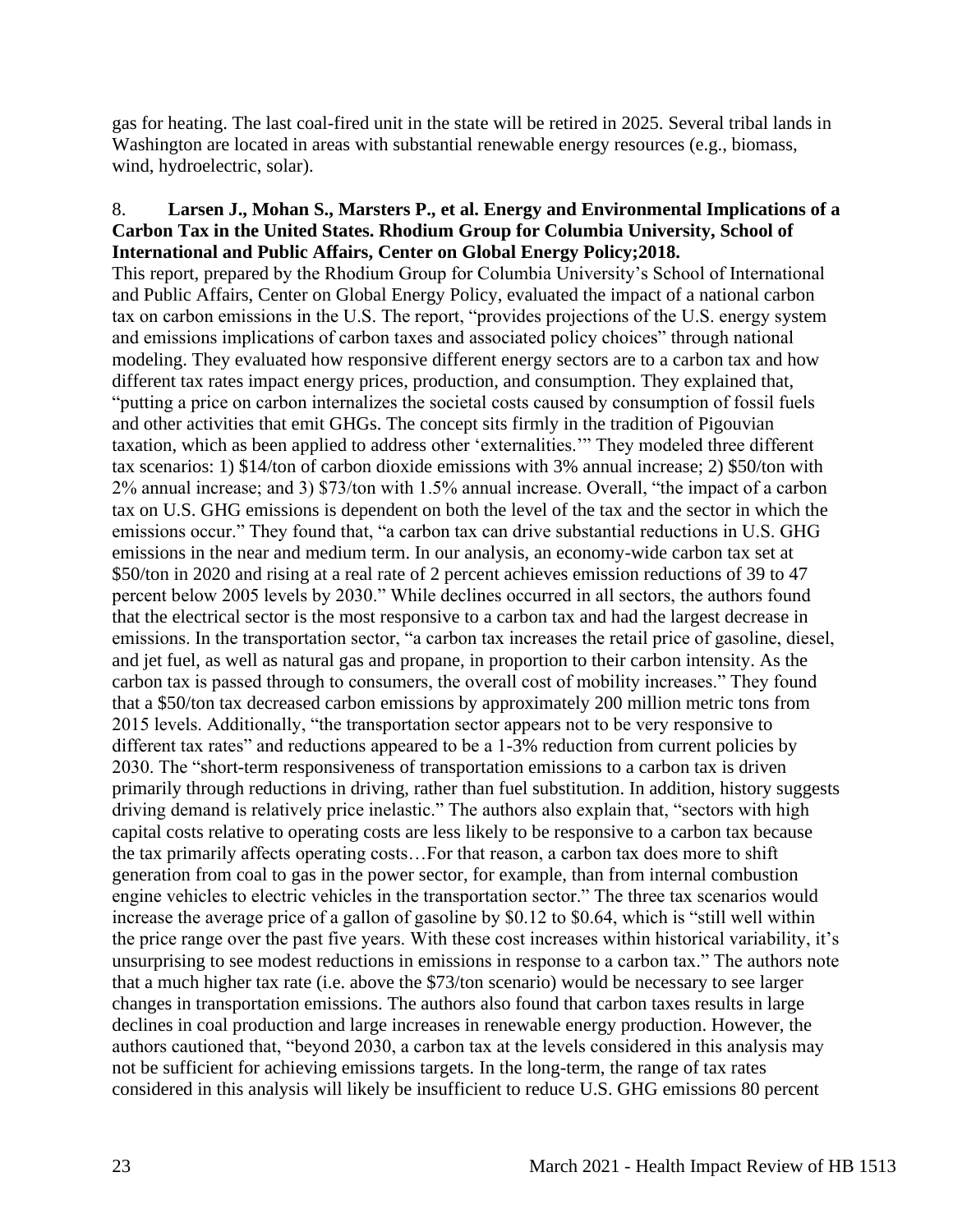gas for heating. The last coal-fired unit in the state will be retired in 2025. Several tribal lands in Washington are located in areas with substantial renewable energy resources (e.g., biomass, wind, hydroelectric, solar).

8. **Larsen J., Mohan S., Marsters P., et al. Energy and Environmental Implications of a Carbon Tax in the United States. Rhodium Group for Columbia University, School of International and Public Affairs, Center on Global Energy Policy;2018.**

This report, prepared by the Rhodium Group for Columbia University's School of International and Public Affairs, Center on Global Energy Policy, evaluated the impact of a national carbon tax on carbon emissions in the U.S. The report, "provides projections of the U.S. energy system and emissions implications of carbon taxes and associated policy choices" through national modeling. They evaluated how responsive different energy sectors are to a carbon tax and how different tax rates impact energy prices, production, and consumption. They explained that, "putting a price on carbon internalizes the societal costs caused by consumption of fossil fuels and other activities that emit GHGs. The concept sits firmly in the tradition of Pigouvian taxation, which as been applied to address other 'externalities.'" They modeled three different tax scenarios: 1) $14/ton of carbon dioxide emissions with 3% annual increase; 2) $50/ton with 2% annual increase; and 3) $73/ton with 1.5% annual increase. Overall, "the impact of a carbon tax on U.S. GHG emissions is dependent on both the level of the tax and the sector in which the emissions occur." They found that, "a carbon tax can drive substantial reductions in U.S. GHG emissions in the near and medium term. In our analysis, an economy-wide carbon tax set at $50/ton in 2020 and rising at a real rate of 2 percent achieves emission reductions of 39 to 47 percent below 2005 levels by 2030." While declines occurred in all sectors, the authors found that the electrical sector is the most responsive to a carbon tax and had the largest decrease in emissions. In the transportation sector, "a carbon tax increases the retail price of gasoline, diesel, and jet fuel, as well as natural gas and propane, in proportion to their carbon intensity. As the carbon tax is passed through to consumers, the overall cost of mobility increases." They found that a $50/ton tax decreased carbon emissions by approximately 200 million metric tons from 2015 levels. Additionally, "the transportation sector appears not to be very responsive to different tax rates" and reductions appeared to be a 1-3% reduction from current policies by 2030. The "short-term responsiveness of transportation emissions to a carbon tax is driven primarily through reductions in driving, rather than fuel substitution. In addition, history suggests driving demand is relatively price inelastic." The authors also explain that, "sectors with high capital costs relative to operating costs are less likely to be responsive to a carbon tax because the tax primarily affects operating costs…For that reason, a carbon tax does more to shift generation from coal to gas in the power sector, for example, than from internal combustion engine vehicles to electric vehicles in the transportation sector." The three tax scenarios would increase the average price of a gallon of gasoline by $0.12 to $0.64, which is "still well within the price range over the past five years. With these cost increases within historical variability, it's unsurprising to see modest reductions in emissions in response to a carbon tax." The authors note that a much higher tax rate (i.e. above the $73/ton scenario) would be necessary to see larger changes in transportation emissions. The authors also found that carbon taxes results in large declines in coal production and large increases in renewable energy production. However, the authors cautioned that, "beyond 2030, a carbon tax at the levels considered in this analysis may not be sufficient for achieving emissions targets. In the long-term, the range of tax rates considered in this analysis will likely be insufficient to reduce U.S. GHG emissions 80 percent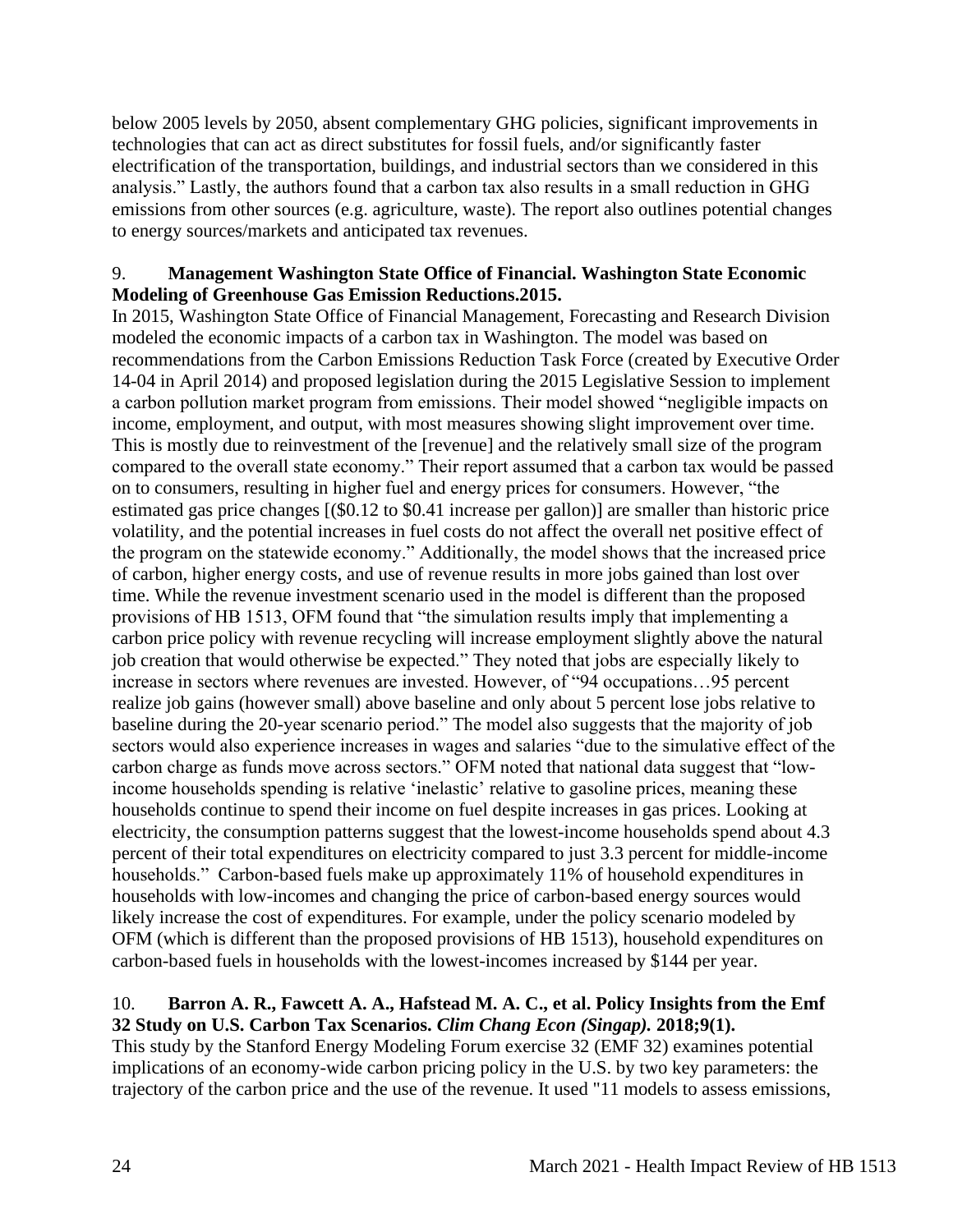below 2005 levels by 2050, absent complementary GHG policies, significant improvements in technologies that can act as direct substitutes for fossil fuels, and/or significantly faster electrification of the transportation, buildings, and industrial sectors than we considered in this analysis." Lastly, the authors found that a carbon tax also results in a small reduction in GHG emissions from other sources (e.g. agriculture, waste). The report also outlines potential changes to energy sources/markets and anticipated tax revenues.

9. **Management Washington State Office of Financial. Washington State Economic Modeling of Greenhouse Gas Emission Reductions.2015.**

In 2015, Washington State Office of Financial Management, Forecasting and Research Division modeled the economic impacts of a carbon tax in Washington. The model was based on recommendations from the Carbon Emissions Reduction Task Force (created by Executive Order 14-04 in April 2014) and proposed legislation during the 2015 Legislative Session to implement a carbon pollution market program from emissions. Their model showed "negligible impacts on income, employment, and output, with most measures showing slight improvement over time. This is mostly due to reinvestment of the [revenue] and the relatively small size of the program compared to the overall state economy." Their report assumed that a carbon tax would be passed on to consumers, resulting in higher fuel and energy prices for consumers. However, "the estimated gas price changes [($0.12 to $0.41 increase per gallon)] are smaller than historic price volatility, and the potential increases in fuel costs do not affect the overall net positive effect of the program on the statewide economy." Additionally, the model shows that the increased price of carbon, higher energy costs, and use of revenue results in more jobs gained than lost over time. While the revenue investment scenario used in the model is different than the proposed provisions of HB 1513, OFM found that "the simulation results imply that implementing a carbon price policy with revenue recycling will increase employment slightly above the natural job creation that would otherwise be expected." They noted that jobs are especially likely to increase in sectors where revenues are invested. However, of "94 occupations…95 percent realize job gains (however small) above baseline and only about 5 percent lose jobs relative to baseline during the 20-year scenario period." The model also suggests that the majority of job sectors would also experience increases in wages and salaries "due to the simulative effect of the carbon charge as funds move across sectors." OFM noted that national data suggest that "low-income households spending is relative 'inelastic' relative to gasoline prices, meaning these households continue to spend their income on fuel despite increases in gas prices. Looking at electricity, the consumption patterns suggest that the lowest-income households spend about 4.3 percent of their total expenditures on electricity compared to just 3.3 percent for middle-income households." Carbon-based fuels make up approximately 11% of household expenditures in households with low-incomes and changing the price of carbon-based energy sources would likely increase the cost of expenditures. For example, under the policy scenario modeled by OFM (which is different than the proposed provisions of HB 1513), household expenditures on carbon-based fuels in households with the lowest-incomes increased by $144 per year.

10. **Barron A. R., Fawcett A. A., Hafstead M. A. C., et al. Policy Insights from the Emf 32 Study on U.S. Carbon Tax Scenarios. *Clim Chang Econ (Singap).* 2018;9(1).**

This study by the Stanford Energy Modeling Forum exercise 32 (EMF 32) examines potential implications of an economy-wide carbon pricing policy in the U.S. by two key parameters: the trajectory of the carbon price and the use of the revenue. It used "11 models to assess emissions,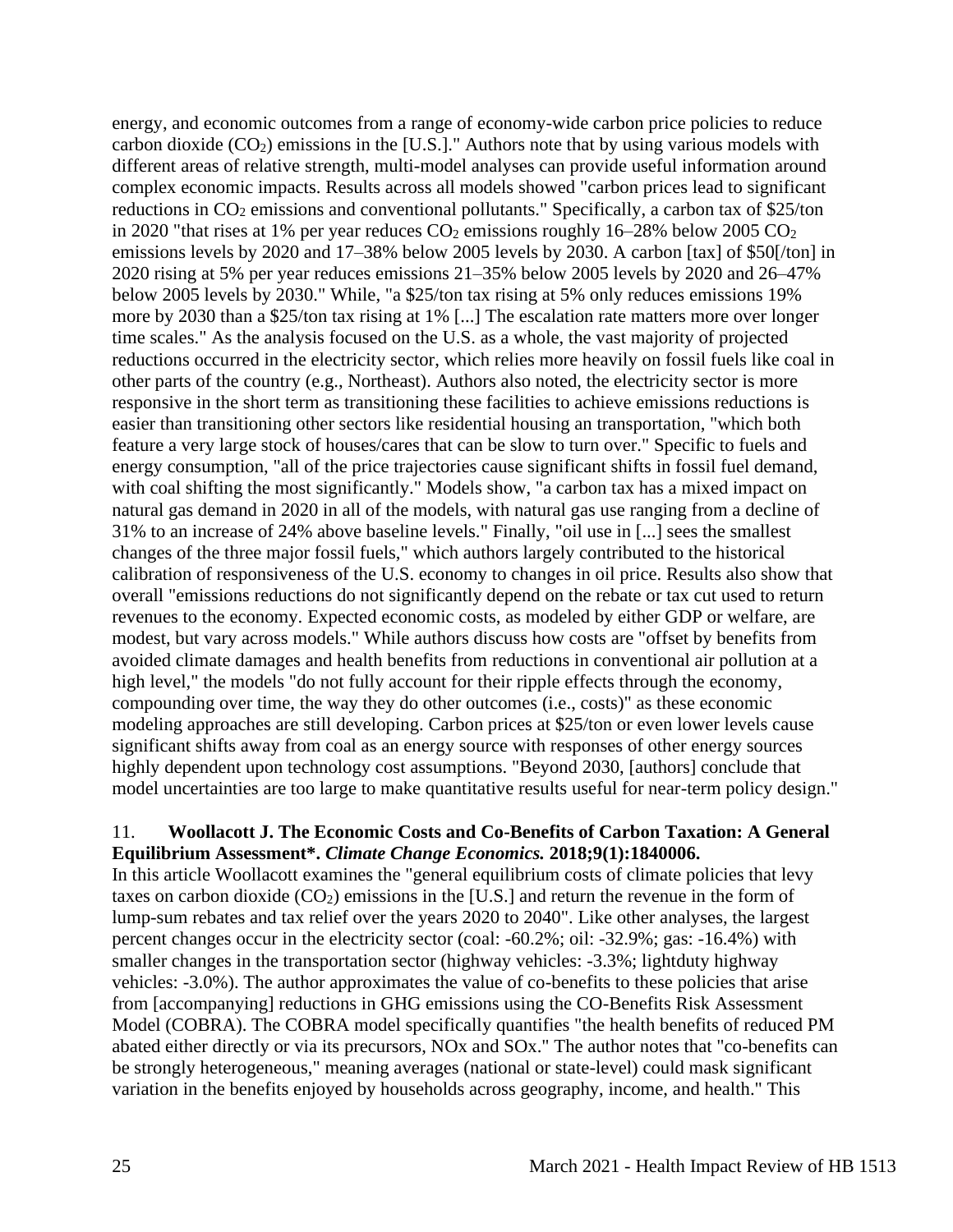energy, and economic outcomes from a range of economy-wide carbon price policies to reduce carbon dioxide ($CO_2$) emissions in the [U.S.]." Authors note that by using various models with different areas of relative strength, multi-model analyses can provide useful information around complex economic impacts. Results across all models showed "carbon prices lead to significant reductions in $CO_2$ emissions and conventional pollutants." Specifically, a carbon tax of $25/ton in 2020 "that rises at 1% per year reduces $CO_2$ emissions roughly 16–28% below 2005 $CO_2$ emissions levels by 2020 and 17–38% below 2005 levels by 2030. A carbon [tax] of $50[/ton] in 2020 rising at 5% per year reduces emissions 21–35% below 2005 levels by 2020 and 26–47% below 2005 levels by 2030." While, "a $25/ton tax rising at 5% only reduces emissions 19% more by 2030 than a $25/ton tax rising at 1% [...] The escalation rate matters more over longer time scales." As the analysis focused on the U.S. as a whole, the vast majority of projected reductions occurred in the electricity sector, which relies more heavily on fossil fuels like coal in other parts of the country (e.g., Northeast). Authors also noted, the electricity sector is more responsive in the short term as transitioning these facilities to achieve emissions reductions is easier than transitioning other sectors like residential housing an transportation, "which both feature a very large stock of houses/cares that can be slow to turn over." Specific to fuels and energy consumption, "all of the price trajectories cause significant shifts in fossil fuel demand, with coal shifting the most significantly." Models show, "a carbon tax has a mixed impact on natural gas demand in 2020 in all of the models, with natural gas use ranging from a decline of 31% to an increase of 24% above baseline levels." Finally, "oil use in [...] sees the smallest changes of the three major fossil fuels," which authors largely contributed to the historical calibration of responsiveness of the U.S. economy to changes in oil price. Results also show that overall "emissions reductions do not significantly depend on the rebate or tax cut used to return revenues to the economy. Expected economic costs, as modeled by either GDP or welfare, are modest, but vary across models." While authors discuss how costs are "offset by benefits from avoided climate damages and health benefits from reductions in conventional air pollution at a high level," the models "do not fully account for their ripple effects through the economy, compounding over time, the way they do other outcomes (i.e., costs)" as these economic modeling approaches are still developing. Carbon prices at $25/ton or even lower levels cause significant shifts away from coal as an energy source with responses of other energy sources highly dependent upon technology cost assumptions. "Beyond 2030, [authors] conclude that model uncertainties are too large to make quantitative results useful for near-term policy design."

11. **Woollacott J. The Economic Costs and Co-Benefits of Carbon Taxation: A General Equilibrium Assessment\*. *Climate Change Economics.* 2018;9(1):1840006.**

In this article Woollacott examines the "general equilibrium costs of climate policies that levy taxes on carbon dioxide ($CO_2$) emissions in the [U.S.] and return the revenue in the form of lump-sum rebates and tax relief over the years 2020 to 2040". Like other analyses, the largest percent changes occur in the electricity sector (coal: -60.2%; oil: -32.9%; gas: -16.4%) with smaller changes in the transportation sector (highway vehicles: -3.3%; lightduty highway vehicles: -3.0%). The author approximates the value of co-benefits to these policies that arise from [accompanying] reductions in GHG emissions using the CO-Benefits Risk Assessment Model (COBRA). The COBRA model specifically quantifies "the health benefits of reduced PM abated either directly or via its precursors, NOx and SOx." The author notes that "co-benefits can be strongly heterogeneous," meaning averages (national or state-level) could mask significant variation in the benefits enjoyed by households across geography, income, and health." This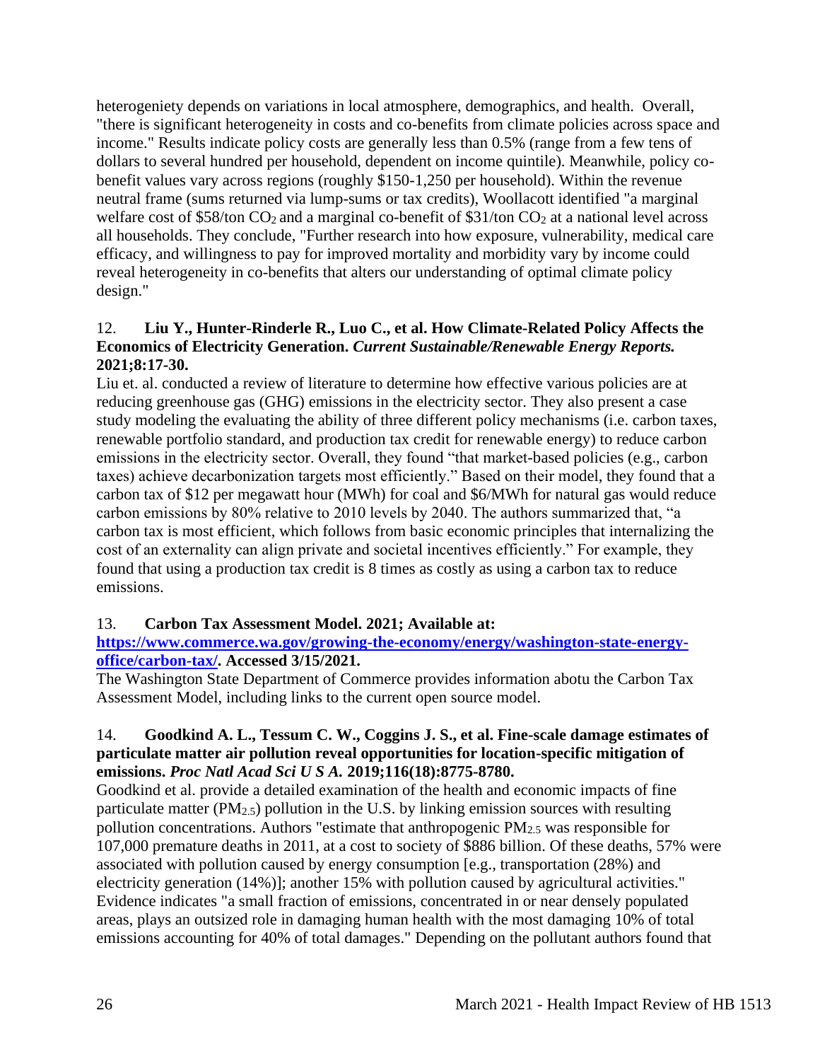heterogeniety depends on variations in local atmosphere, demographics, and health. Overall, "there is significant heterogeneity in costs and co-benefits from climate policies across space and income." Results indicate policy costs are generally less than 0.5% (range from a few tens of dollars to several hundred per household, dependent on income quintile). Meanwhile, policy co-benefit values vary across regions (roughly \$150-1,250 per household). Within the revenue neutral frame (sums returned via lump-sums or tax credits), Woollacott identified "a marginal welfare cost of \$58/ton $CO_2$ and a marginal co-benefit of \$31/ton $CO_2$ at a national level across all households. They conclude, "Further research into how exposure, vulnerability, medical care efficacy, and willingness to pay for improved mortality and morbidity vary by income could reveal heterogeneity in co-benefits that alters our understanding of optimal climate policy design."

12. **Liu Y., Hunter-Rinderle R., Luo C., et al. How Climate-Related Policy Affects the Economics of Electricity Generation. *Current Sustainable/Renewable Energy Reports.* 2021;8:17-30.**

Liu et. al. conducted a review of literature to determine how effective various policies are at reducing greenhouse gas (GHG) emissions in the electricity sector. They also present a case study modeling the evaluating the ability of three different policy mechanisms (i.e. carbon taxes, renewable portfolio standard, and production tax credit for renewable energy) to reduce carbon emissions in the electricity sector. Overall, they found "that market-based policies (e.g., carbon taxes) achieve decarbonization targets most efficiently." Based on their model, they found that a carbon tax of \$12 per megawatt hour (MWh) for coal and \$6/MWh for natural gas would reduce carbon emissions by 80% relative to 2010 levels by 2040. The authors summarized that, "a carbon tax is most efficient, which follows from basic economic principles that internalizing the cost of an externality can align private and societal incentives efficiently." For example, they found that using a production tax credit is 8 times as costly as using a carbon tax to reduce emissions.

13. **Carbon Tax Assessment Model. 2021; Available at: [https://www.commerce.wa.gov/growing-the-economy/energy/washington-state-energy-office/carbon-tax/](https://www.commerce.wa.gov/growing-the-economy/energy/washington-state-energy-office/carbon-tax/). Accessed 3/15/2021.**

The Washington State Department of Commerce provides information abotu the Carbon Tax Assessment Model, including links to the current open source model.

14. **Goodkind A. L., Tessum C. W., Coggins J. S., et al. Fine-scale damage estimates of particulate matter air pollution reveal opportunities for location-specific mitigation of emissions. *Proc Natl Acad Sci U S A.* 2019;116(18):8775-8780.**

Goodkind et al. provide a detailed examination of the health and economic impacts of fine particulate matter ($PM_{2.5}$) pollution in the U.S. by linking emission sources with resulting pollution concentrations. Authors "estimate that anthropogenic $PM_{2.5}$ was responsible for 107,000 premature deaths in 2011, at a cost to society of \$886 billion. Of these deaths, 57% were associated with pollution caused by energy consumption [e.g., transportation (28%) and electricity generation (14%)]; another 15% with pollution caused by agricultural activities." Evidence indicates "a small fraction of emissions, concentrated in or near densely populated areas, plays an outsized role in damaging human health with the most damaging 10% of total emissions accounting for 40% of total damages." Depending on the pollutant authors found that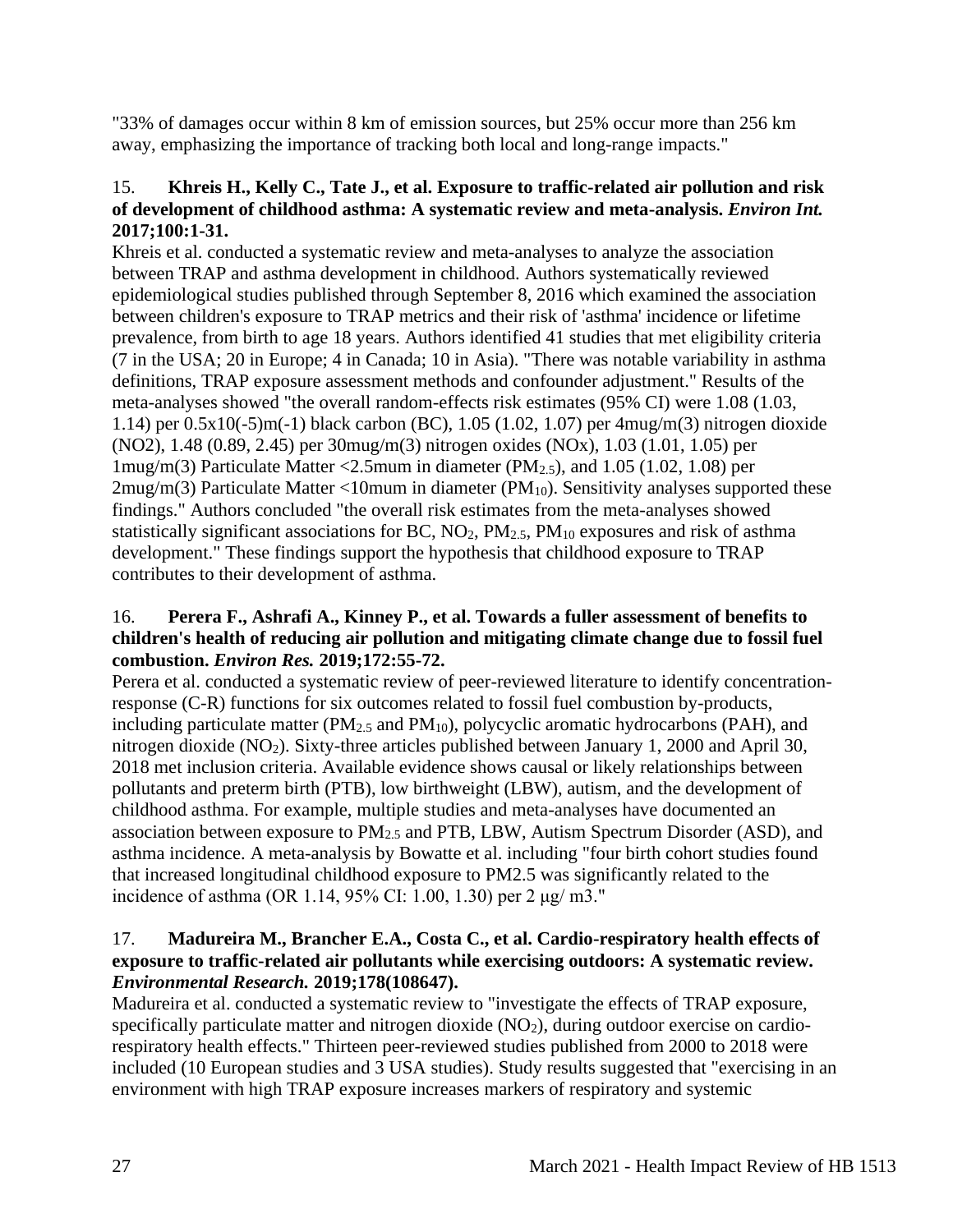"33% of damages occur within 8 km of emission sources, but 25% occur more than 256 km away, emphasizing the importance of tracking both local and long-range impacts."

15. **Khreis H., Kelly C., Tate J., et al. Exposure to traffic-related air pollution and risk of development of childhood asthma: A systematic review and meta-analysis. *Environ Int.* 2017;100:1-31.**

Khreis et al. conducted a systematic review and meta-analyses to analyze the association between TRAP and asthma development in childhood. Authors systematically reviewed epidemiological studies published through September 8, 2016 which examined the association between children's exposure to TRAP metrics and their risk of 'asthma' incidence or lifetime prevalence, from birth to age 18 years. Authors identified 41 studies that met eligibility criteria (7 in the USA; 20 in Europe; 4 in Canada; 10 in Asia). "There was notable variability in asthma definitions, TRAP exposure assessment methods and confounder adjustment." Results of the meta-analyses showed "the overall random-effects risk estimates (95% CI) were 1.08 (1.03, 1.14) per 0.5x10(-5)m(-1) black carbon (BC), 1.05 (1.02, 1.07) per 4mug/m(3) nitrogen dioxide (NO2), 1.48 (0.89, 2.45) per 30mug/m(3) nitrogen oxides (NOx), 1.03 (1.01, 1.05) per 1mug/m(3) Particulate Matter <2.5mum in diameter ($PM_{2.5}$), and 1.05 (1.02, 1.08) per 2mug/m(3) Particulate Matter <10mum in diameter ($PM_{10}$). Sensitivity analyses supported these findings." Authors concluded "the overall risk estimates from the meta-analyses showed statistically significant associations for BC, $NO_2$, $PM_{2.5}$, $PM_{10}$ exposures and risk of asthma development." These findings support the hypothesis that childhood exposure to TRAP contributes to their development of asthma.

16. **Perera F., Ashrafi A., Kinney P., et al. Towards a fuller assessment of benefits to children's health of reducing air pollution and mitigating climate change due to fossil fuel combustion. *Environ Res.* 2019;172:55-72.**

Perera et al. conducted a systematic review of peer-reviewed literature to identify concentration-response (C-R) functions for six outcomes related to fossil fuel combustion by-products, including particulate matter ($PM_{2.5}$ and $PM_{10}$), polycyclic aromatic hydrocarbons (PAH), and nitrogen dioxide ($NO_2$). Sixty-three articles published between January 1, 2000 and April 30, 2018 met inclusion criteria. Available evidence shows causal or likely relationships between pollutants and preterm birth (PTB), low birthweight (LBW), autism, and the development of childhood asthma. For example, multiple studies and meta-analyses have documented an association between exposure to $PM_{2.5}$ and PTB, LBW, Autism Spectrum Disorder (ASD), and asthma incidence. A meta-analysis by Bowatte et al. including "four birth cohort studies found that increased longitudinal childhood exposure to PM2.5 was significantly related to the incidence of asthma (OR 1.14, 95% CI: 1.00, 1.30) per 2 μg/ m3."

17. **Madureira M., Brancher E.A., Costa C., et al. Cardio-respiratory health effects of exposure to traffic-related air pollutants while exercising outdoors: A systematic review. *Environmental Research.* 2019;178(108647).**

Madureira et al. conducted a systematic review to "investigate the effects of TRAP exposure, specifically particulate matter and nitrogen dioxide ($NO_2$), during outdoor exercise on cardio-respiratory health effects." Thirteen peer-reviewed studies published from 2000 to 2018 were included (10 European studies and 3 USA studies). Study results suggested that "exercising in an environment with high TRAP exposure increases markers of respiratory and systemic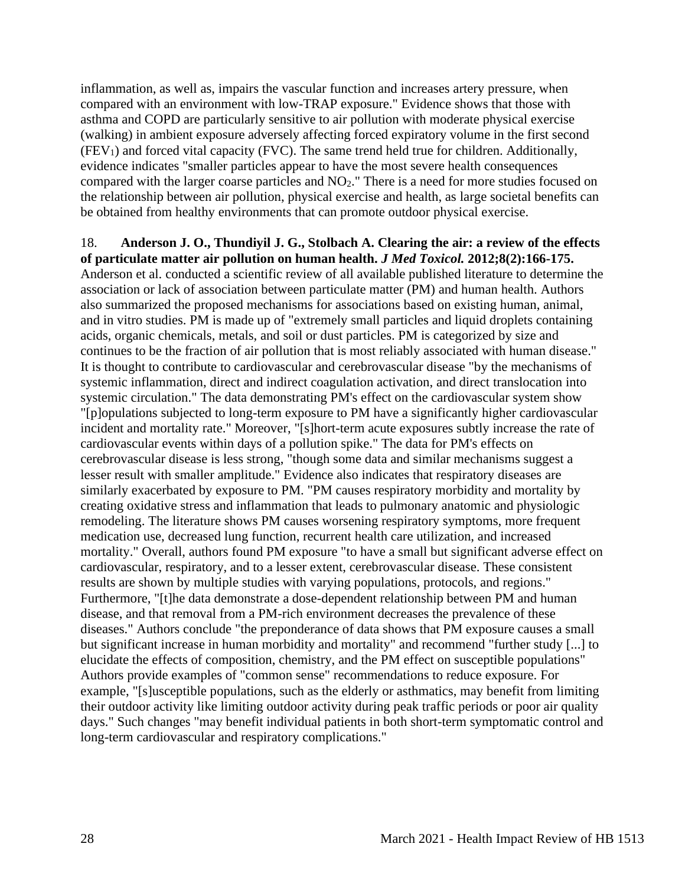inflammation, as well as, impairs the vascular function and increases artery pressure, when compared with an environment with low-TRAP exposure." Evidence shows that those with asthma and COPD are particularly sensitive to air pollution with moderate physical exercise (walking) in ambient exposure adversely affecting forced expiratory volume in the first second ($FEV_1$) and forced vital capacity (FVC). The same trend held true for children. Additionally, evidence indicates "smaller particles appear to have the most severe health consequences compared with the larger coarse particles and $NO_2$." There is a need for more studies focused on the relationship between air pollution, physical exercise and health, as large societal benefits can be obtained from healthy environments that can promote outdoor physical exercise.

18. **Anderson J. O., Thundiyil J. G., Stolbach A. Clearing the air: a review of the effects of particulate matter air pollution on human health.** ***J Med Toxicol.*** **2012;8(2):166-175.** Anderson et al. conducted a scientific review of all available published literature to determine the association or lack of association between particulate matter (PM) and human health. Authors also summarized the proposed mechanisms for associations based on existing human, animal, and in vitro studies. PM is made up of "extremely small particles and liquid droplets containing acids, organic chemicals, metals, and soil or dust particles. PM is categorized by size and continues to be the fraction of air pollution that is most reliably associated with human disease." It is thought to contribute to cardiovascular and cerebrovascular disease "by the mechanisms of systemic inflammation, direct and indirect coagulation activation, and direct translocation into systemic circulation." The data demonstrating PM's effect on the cardiovascular system show "[p]opulations subjected to long-term exposure to PM have a significantly higher cardiovascular incident and mortality rate." Moreover, "[s]hort-term acute exposures subtly increase the rate of cardiovascular events within days of a pollution spike." The data for PM's effects on cerebrovascular disease is less strong, "though some data and similar mechanisms suggest a lesser result with smaller amplitude." Evidence also indicates that respiratory diseases are similarly exacerbated by exposure to PM. "PM causes respiratory morbidity and mortality by creating oxidative stress and inflammation that leads to pulmonary anatomic and physiologic remodeling. The literature shows PM causes worsening respiratory symptoms, more frequent medication use, decreased lung function, recurrent health care utilization, and increased mortality." Overall, authors found PM exposure "to have a small but significant adverse effect on cardiovascular, respiratory, and to a lesser extent, cerebrovascular disease. These consistent results are shown by multiple studies with varying populations, protocols, and regions." Furthermore, "[t]he data demonstrate a dose-dependent relationship between PM and human disease, and that removal from a PM-rich environment decreases the prevalence of these diseases." Authors conclude "the preponderance of data shows that PM exposure causes a small but significant increase in human morbidity and mortality" and recommend "further study [...] to elucidate the effects of composition, chemistry, and the PM effect on susceptible populations" Authors provide examples of "common sense" recommendations to reduce exposure. For example, "[s]usceptible populations, such as the elderly or asthmatics, may benefit from limiting their outdoor activity like limiting outdoor activity during peak traffic periods or poor air quality days." Such changes "may benefit individual patients in both short-term symptomatic control and long-term cardiovascular and respiratory complications."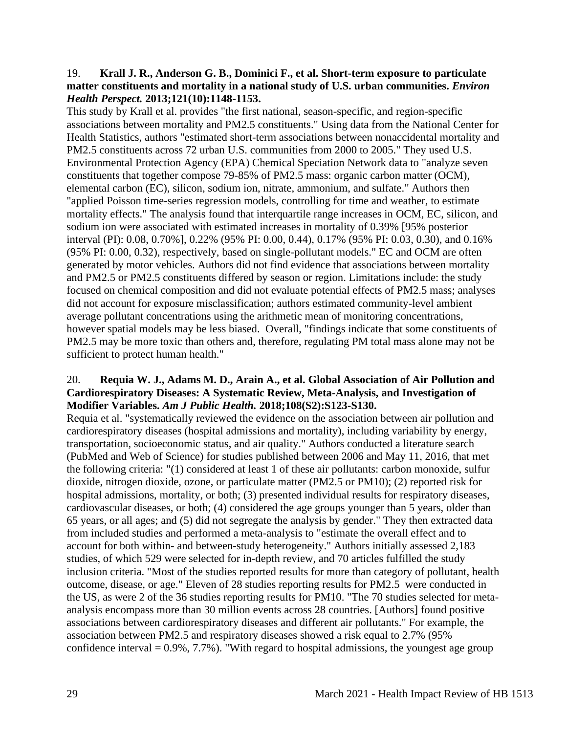19. **Krall J. R., Anderson G. B., Dominici F., et al. Short-term exposure to particulate matter constituents and mortality in a national study of U.S. urban communities.** ***Environ Health Perspect.*** **2013;121(10):1148-1153.**

This study by Krall et al. provides "the first national, season-specific, and region-specific associations between mortality and PM2.5 constituents." Using data from the National Center for Health Statistics, authors "estimated short-term associations between nonaccidental mortality and PM2.5 constituents across 72 urban U.S. communities from 2000 to 2005." They used U.S. Environmental Protection Agency (EPA) Chemical Speciation Network data to "analyze seven constituents that together compose 79-85% of PM2.5 mass: organic carbon matter (OCM), elemental carbon (EC), silicon, sodium ion, nitrate, ammonium, and sulfate." Authors then "applied Poisson time-series regression models, controlling for time and weather, to estimate mortality effects." The analysis found that interquartile range increases in OCM, EC, silicon, and sodium ion were associated with estimated increases in mortality of 0.39% [95% posterior interval (PI): 0.08, 0.70%], 0.22% (95% PI: 0.00, 0.44), 0.17% (95% PI: 0.03, 0.30), and 0.16% (95% PI: 0.00, 0.32), respectively, based on single-pollutant models." EC and OCM are often generated by motor vehicles. Authors did not find evidence that associations between mortality and PM2.5 or PM2.5 constituents differed by season or region. Limitations include: the study focused on chemical composition and did not evaluate potential effects of PM2.5 mass; analyses did not account for exposure misclassification; authors estimated community-level ambient average pollutant concentrations using the arithmetic mean of monitoring concentrations, however spatial models may be less biased. Overall, "findings indicate that some constituents of PM2.5 may be more toxic than others and, therefore, regulating PM total mass alone may not be sufficient to protect human health."

20. **Requia W. J., Adams M. D., Arain A., et al. Global Association of Air Pollution and Cardiorespiratory Diseases: A Systematic Review, Meta-Analysis, and Investigation of Modifier Variables.** ***Am J Public Health.*** **2018;108(S2):S123-S130.**

Requia et al. "systematically reviewed the evidence on the association between air pollution and cardiorespiratory diseases (hospital admissions and mortality), including variability by energy, transportation, socioeconomic status, and air quality." Authors conducted a literature search (PubMed and Web of Science) for studies published between 2006 and May 11, 2016, that met the following criteria: "(1) considered at least 1 of these air pollutants: carbon monoxide, sulfur dioxide, nitrogen dioxide, ozone, or particulate matter (PM2.5 or PM10); (2) reported risk for hospital admissions, mortality, or both; (3) presented individual results for respiratory diseases, cardiovascular diseases, or both; (4) considered the age groups younger than 5 years, older than 65 years, or all ages; and (5) did not segregate the analysis by gender." They then extracted data from included studies and performed a meta-analysis to "estimate the overall effect and to account for both within- and between-study heterogeneity." Authors initially assessed 2,183 studies, of which 529 were selected for in-depth review, and 70 articles fulfilled the study inclusion criteria. "Most of the studies reported results for more than category of pollutant, health outcome, disease, or age." Eleven of 28 studies reporting results for PM2.5 were conducted in the US, as were 2 of the 36 studies reporting results for PM10. "The 70 studies selected for meta-analysis encompass more than 30 million events across 28 countries. [Authors] found positive associations between cardiorespiratory diseases and different air pollutants." For example, the association between PM2.5 and respiratory diseases showed a risk equal to 2.7% (95% confidence interval = 0.9%, 7.7%). "With regard to hospital admissions, the youngest age group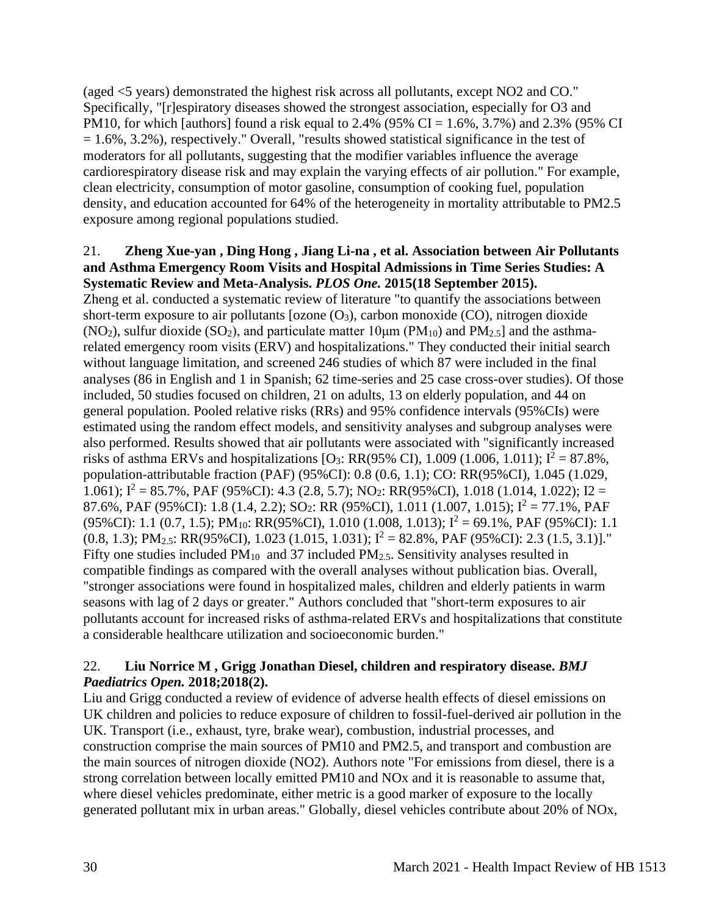(aged <5 years) demonstrated the highest risk across all pollutants, except NO2 and CO." Specifically, "[r]espiratory diseases showed the strongest association, especially for O3 and PM10, for which [authors] found a risk equal to 2.4% (95% CI = 1.6%, 3.7%) and 2.3% (95% CI = 1.6%, 3.2%), respectively." Overall, "results showed statistical significance in the test of moderators for all pollutants, suggesting that the modifier variables influence the average cardiorespiratory disease risk and may explain the varying effects of air pollution." For example, clean electricity, consumption of motor gasoline, consumption of cooking fuel, population density, and education accounted for 64% of the heterogeneity in mortality attributable to PM2.5 exposure among regional populations studied.

21. **Zheng Xue-yan , Ding Hong , Jiang Li-na , et al. Association between Air Pollutants and Asthma Emergency Room Visits and Hospital Admissions in Time Series Studies: A Systematic Review and Meta-Analysis. *PLOS One.* 2015(18 September 2015).**
Zheng et al. conducted a systematic review of literature "to quantify the associations between short-term exposure to air pollutants [ozone ($O_3$), carbon monoxide (CO), nitrogen dioxide ($NO_2$), sulfur dioxide ($SO_2$), and particulate matter 10μm ($PM_{10}$) and $PM_{2.5}$] and the asthma-related emergency room visits (ERV) and hospitalizations." They conducted their initial search without language limitation, and screened 246 studies of which 87 were included in the final analyses (86 in English and 1 in Spanish; 62 time-series and 25 case cross-over studies). Of those included, 50 studies focused on children, 21 on adults, 13 on elderly population, and 44 on general population. Pooled relative risks (RRs) and 95% confidence intervals (95%CIs) were estimated using the random effect models, and sensitivity analyses and subgroup analyses were also performed. Results showed that air pollutants were associated with "significantly increased risks of asthma ERVs and hospitalizations [$O_3$: RR(95% CI), 1.009 (1.006, 1.011); $I^2$ = 87.8%, population-attributable fraction (PAF) (95%CI): 0.8 (0.6, 1.1); CO: RR(95%CI), 1.045 (1.029, 1.061); $I^2$ = 85.7%, PAF (95%CI): 4.3 (2.8, 5.7); $NO_2$: RR(95%CI), 1.018 (1.014, 1.022); I2 = 87.6%, PAF (95%CI): 1.8 (1.4, 2.2); $SO_2$: RR (95%CI), 1.011 (1.007, 1.015); $I^2$ = 77.1%, PAF (95%CI): 1.1 (0.7, 1.5); $PM_{10}$: RR(95%CI), 1.010 (1.008, 1.013); $I^2$ = 69.1%, PAF (95%CI): 1.1 (0.8, 1.3); $PM_{2.5}$: RR(95%CI), 1.023 (1.015, 1.031); $I^2$ = 82.8%, PAF (95%CI): 2.3 (1.5, 3.1)]." Fifty one studies included $PM_{10}$ and 37 included $PM_{2.5}$. Sensitivity analyses resulted in compatible findings as compared with the overall analyses without publication bias. Overall, "stronger associations were found in hospitalized males, children and elderly patients in warm seasons with lag of 2 days or greater." Authors concluded that "short-term exposures to air pollutants account for increased risks of asthma-related ERVs and hospitalizations that constitute a considerable healthcare utilization and socioeconomic burden."

22. **Liu Norrice M , Grigg Jonathan Diesel, children and respiratory disease. *BMJ Paediatrics Open.* 2018;2018(2).**
Liu and Grigg conducted a review of evidence of adverse health effects of diesel emissions on UK children and policies to reduce exposure of children to fossil-fuel-derived air pollution in the UK. Transport (i.e., exhaust, tyre, brake wear), combustion, industrial processes, and construction comprise the main sources of PM10 and PM2.5, and transport and combustion are the main sources of nitrogen dioxide (NO2). Authors note "For emissions from diesel, there is a strong correlation between locally emitted PM10 and NOx and it is reasonable to assume that, where diesel vehicles predominate, either metric is a good marker of exposure to the locally generated pollutant mix in urban areas." Globally, diesel vehicles contribute about 20% of NOx,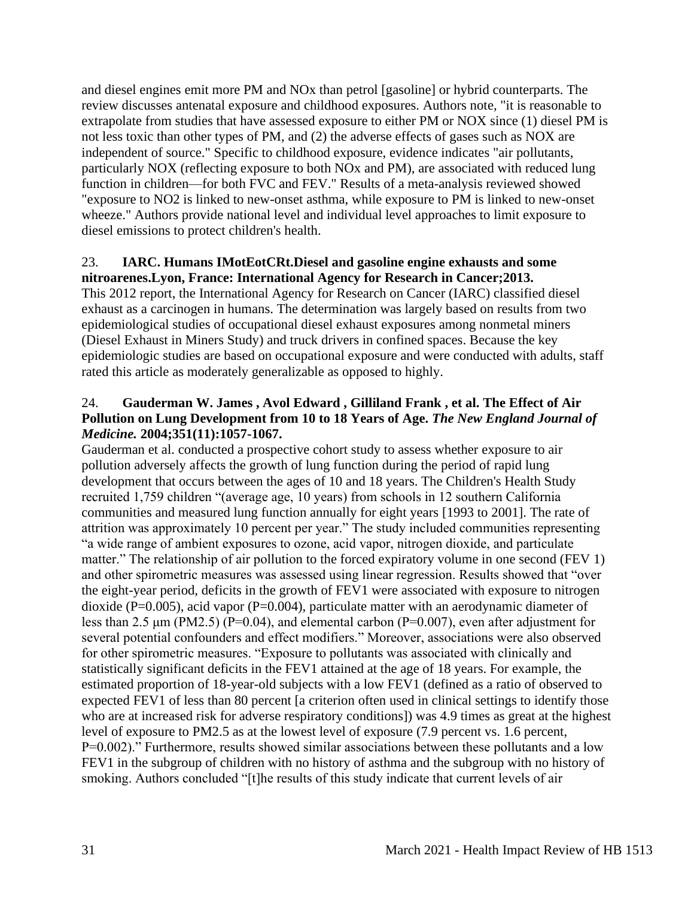and diesel engines emit more PM and NOx than petrol [gasoline] or hybrid counterparts. The review discusses antenatal exposure and childhood exposures. Authors note, "it is reasonable to extrapolate from studies that have assessed exposure to either PM or NOX since (1) diesel PM is not less toxic than other types of PM, and (2) the adverse effects of gases such as NOX are independent of source." Specific to childhood exposure, evidence indicates "air pollutants, particularly NOX (reflecting exposure to both NOx and PM), are associated with reduced lung function in children—for both FVC and FEV." Results of a meta-analysis reviewed showed "exposure to $NO_2$ is linked to new-onset asthma, while exposure to PM is linked to new-onset wheeze." Authors provide national level and individual level approaches to limit exposure to diesel emissions to protect children's health.

23. **IARC. Humans IMotEotCRt.Diesel and gasoline engine exhausts and some nitroarenes.Lyon, France: International Agency for Research in Cancer;2013.**
This 2012 report, the International Agency for Research on Cancer (IARC) classified diesel exhaust as a carcinogen in humans. The determination was largely based on results from two epidemiological studies of occupational diesel exhaust exposures among nonmetal miners (Diesel Exhaust in Miners Study) and truck drivers in confined spaces. Because the key epidemiologic studies are based on occupational exposure and were conducted with adults, staff rated this article as moderately generalizable as opposed to highly.

24. **Gauderman W. James , Avol Edward , Gilliland Frank , et al. The Effect of Air Pollution on Lung Development from 10 to 18 Years of Age. *The New England Journal of Medicine.* 2004;351(11):1057-1067.**
Gauderman et al. conducted a prospective cohort study to assess whether exposure to air pollution adversely affects the growth of lung function during the period of rapid lung development that occurs between the ages of 10 and 18 years. The Children's Health Study recruited 1,759 children "(average age, 10 years) from schools in 12 southern California communities and measured lung function annually for eight years [1993 to 2001]. The rate of attrition was approximately 10 percent per year." The study included communities representing "a wide range of ambient exposures to ozone, acid vapor, nitrogen dioxide, and particulate matter." The relationship of air pollution to the forced expiratory volume in one second ($FEV_1$) and other spirometric measures was assessed using linear regression. Results showed that "over the eight-year period, deficits in the growth of $FEV_1$ were associated with exposure to nitrogen dioxide ($P=0.005$), acid vapor ($P=0.004$), particulate matter with an aerodynamic diameter of less than 2.5 μm ($PM_{2.5}$) ($P=0.04$), and elemental carbon ($P=0.007$), even after adjustment for several potential confounders and effect modifiers." Moreover, associations were also observed for other spirometric measures. "Exposure to pollutants was associated with clinically and statistically significant deficits in the $FEV_1$ attained at the age of 18 years. For example, the estimated proportion of 18-year-old subjects with a low $FEV_1$ (defined as a ratio of observed to expected $FEV_1$ of less than 80 percent [a criterion often used in clinical settings to identify those who are at increased risk for adverse respiratory conditions]) was 4.9 times as great at the highest level of exposure to $PM_{2.5}$ as at the lowest level of exposure (7.9 percent vs. 1.6 percent, $P=0.002$)." Furthermore, results showed similar associations between these pollutants and a low $FEV_1$ in the subgroup of children with no history of asthma and the subgroup with no history of smoking. Authors concluded "[t]he results of this study indicate that current levels of air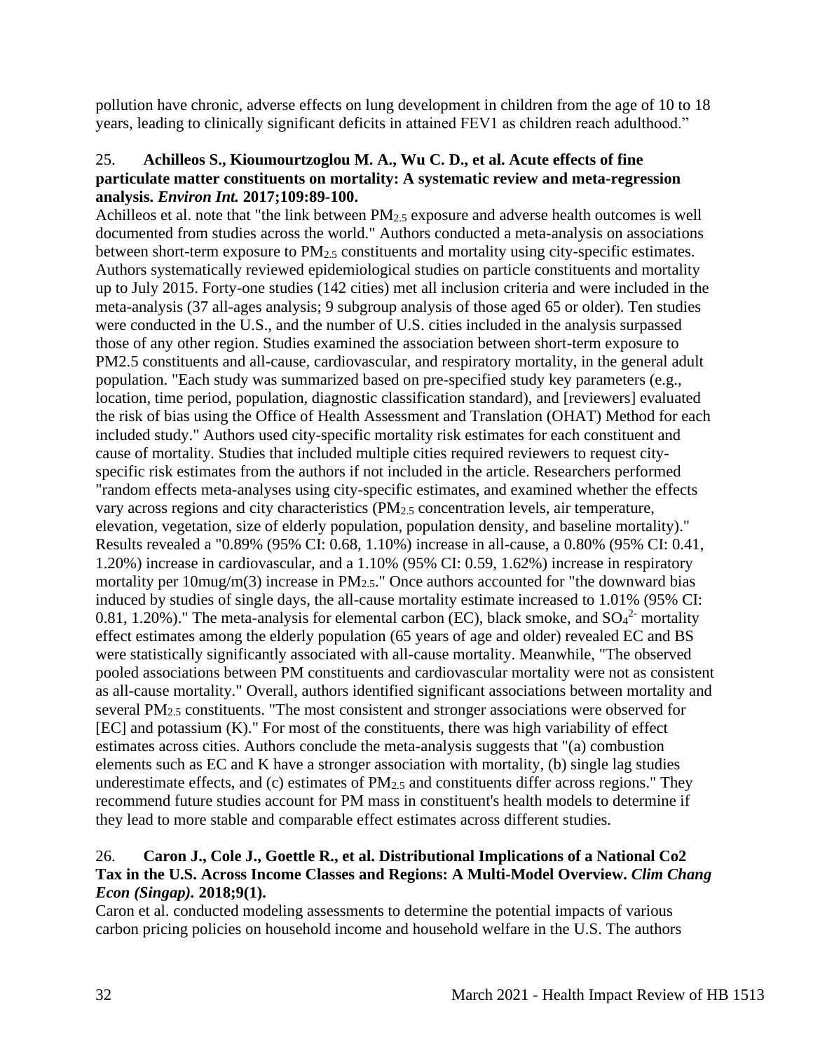pollution have chronic, adverse effects on lung development in children from the age of 10 to 18 years, leading to clinically significant deficits in attained FEV1 as children reach adulthood."

25. **Achilleos S., Kioumourtzoglou M. A., Wu C. D., et al. Acute effects of fine particulate matter constituents on mortality: A systematic review and meta-regression analysis. *Environ Int.* 2017;109:89-100.**

Achilleos et al. note that "the link between $PM_{2.5}$ exposure and adverse health outcomes is well documented from studies across the world." Authors conducted a meta-analysis on associations between short-term exposure to $PM_{2.5}$ constituents and mortality using city-specific estimates. Authors systematically reviewed epidemiological studies on particle constituents and mortality up to July 2015. Forty-one studies (142 cities) met all inclusion criteria and were included in the meta-analysis (37 all-ages analysis; 9 subgroup analysis of those aged 65 or older). Ten studies were conducted in the U.S., and the number of U.S. cities included in the analysis surpassed those of any other region. Studies examined the association between short-term exposure to PM2.5 constituents and all-cause, cardiovascular, and respiratory mortality, in the general adult population. "Each study was summarized based on pre-specified study key parameters (e.g., location, time period, population, diagnostic classification standard), and [reviewers] evaluated the risk of bias using the Office of Health Assessment and Translation (OHAT) Method for each included study." Authors used city-specific mortality risk estimates for each constituent and cause of mortality. Studies that included multiple cities required reviewers to request city-specific risk estimates from the authors if not included in the article. Researchers performed "random effects meta-analyses using city-specific estimates, and examined whether the effects vary across regions and city characteristics ($PM_{2.5}$ concentration levels, air temperature, elevation, vegetation, size of elderly population, population density, and baseline mortality)." Results revealed a "0.89% (95% CI: 0.68, 1.10%) increase in all-cause, a 0.80% (95% CI: 0.41, 1.20%) increase in cardiovascular, and a 1.10% (95% CI: 0.59, 1.62%) increase in respiratory mortality per 10mug/m(3) increase in $PM_{2.5}$." Once authors accounted for "the downward bias induced by studies of single days, the all-cause mortality estimate increased to 1.01% (95% CI: 0.81, 1.20%)." The meta-analysis for elemental carbon (EC), black smoke, and $SO_4^{2-}$ mortality effect estimates among the elderly population (65 years of age and older) revealed EC and BS were statistically significantly associated with all-cause mortality. Meanwhile, "The observed pooled associations between PM constituents and cardiovascular mortality were not as consistent as all-cause mortality." Overall, authors identified significant associations between mortality and several $PM_{2.5}$ constituents. "The most consistent and stronger associations were observed for [EC] and potassium (K)." For most of the constituents, there was high variability of effect estimates across cities. Authors conclude the meta-analysis suggests that "(a) combustion elements such as EC and K have a stronger association with mortality, (b) single lag studies underestimate effects, and (c) estimates of $PM_{2.5}$ and constituents differ across regions." They recommend future studies account for PM mass in constituent's health models to determine if they lead to more stable and comparable effect estimates across different studies.

26. **Caron J., Cole J., Goettle R., et al. Distributional Implications of a National Co2 Tax in the U.S. Across Income Classes and Regions: A Multi-Model Overview. *Clim Chang Econ (Singap).* 2018;9(1).**

Caron et al. conducted modeling assessments to determine the potential impacts of various carbon pricing policies on household income and household welfare in the U.S. The authors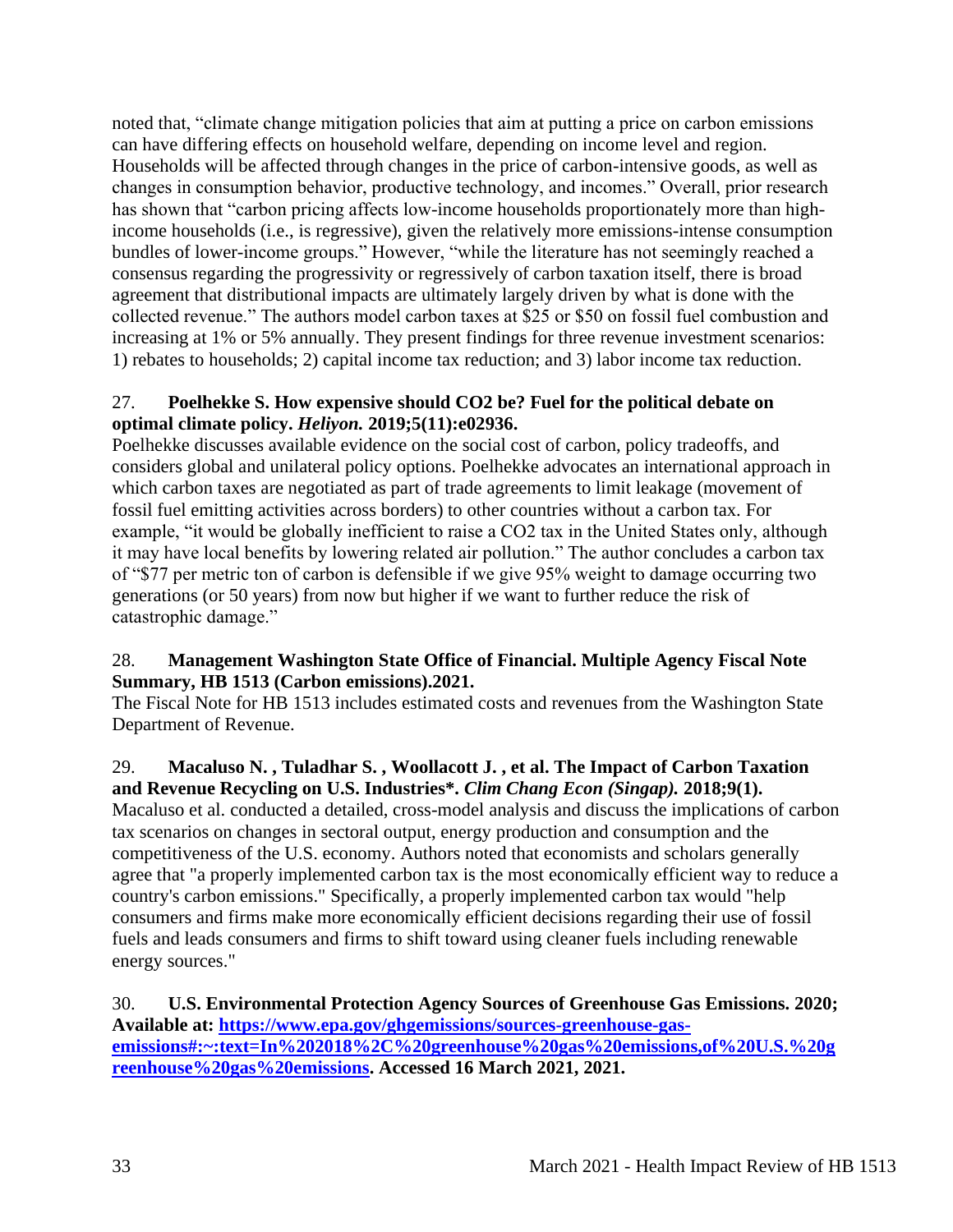noted that, "climate change mitigation policies that aim at putting a price on carbon emissions can have differing effects on household welfare, depending on income level and region. Households will be affected through changes in the price of carbon-intensive goods, as well as changes in consumption behavior, productive technology, and incomes." Overall, prior research has shown that "carbon pricing affects low-income households proportionately more than high-income households (i.e., is regressive), given the relatively more emissions-intense consumption bundles of lower-income groups." However, "while the literature has not seemingly reached a consensus regarding the progressivity or regressively of carbon taxation itself, there is broad agreement that distributional impacts are ultimately largely driven by what is done with the collected revenue." The authors model carbon taxes at $25 or $50 on fossil fuel combustion and increasing at 1% or 5% annually. They present findings for three revenue investment scenarios: 1) rebates to households; 2) capital income tax reduction; and 3) labor income tax reduction.

27. **Poelhekke S. How expensive should CO2 be? Fuel for the political debate on optimal climate policy. *Heliyon.* 2019;5(11):e02936.**
Poelhekke discusses available evidence on the social cost of carbon, policy tradeoffs, and considers global and unilateral policy options. Poelhekke advocates an international approach in which carbon taxes are negotiated as part of trade agreements to limit leakage (movement of fossil fuel emitting activities across borders) to other countries without a carbon tax. For example, "it would be globally inefficient to raise a CO2 tax in the United States only, although it may have local benefits by lowering related air pollution." The author concludes a carbon tax of "$77 per metric ton of carbon is defensible if we give 95% weight to damage occurring two generations (or 50 years) from now but higher if we want to further reduce the risk of catastrophic damage."

28. **Management Washington State Office of Financial. Multiple Agency Fiscal Note Summary, HB 1513 (Carbon emissions).2021.**
The Fiscal Note for HB 1513 includes estimated costs and revenues from the Washington State Department of Revenue.

29. **Macaluso N. , Tuladhar S. , Woollacott J. , et al. The Impact of Carbon Taxation and Revenue Recycling on U.S. Industries\*. *Clim Chang Econ (Singap).* 2018;9(1).**
Macaluso et al. conducted a detailed, cross-model analysis and discuss the implications of carbon tax scenarios on changes in sectoral output, energy production and consumption and the competitiveness of the U.S. economy. Authors noted that economists and scholars generally agree that "a properly implemented carbon tax is the most economically efficient way to reduce a country's carbon emissions." Specifically, a properly implemented carbon tax would "help consumers and firms make more economically efficient decisions regarding their use of fossil fuels and leads consumers and firms to shift toward using cleaner fuels including renewable energy sources."

30. **U.S. Environmental Protection Agency Sources of Greenhouse Gas Emissions. 2020; Available at: [https://www.epa.gov/ghgemissions/sources-greenhouse-gas-emissions#:~:text=In%202018%2C%20greenhouse%20gas%20emissions,of%20U.S.%20greenhouse%20gas%20emissions](https://www.epa.gov/ghgemissions/sources-greenhouse-gas-emissions#:~:text=In%202018%2C%20greenhouse%20gas%20emissions,of%20U.S.%20greenhouse%20gas%20emissions). Accessed 16 March 2021, 2021.**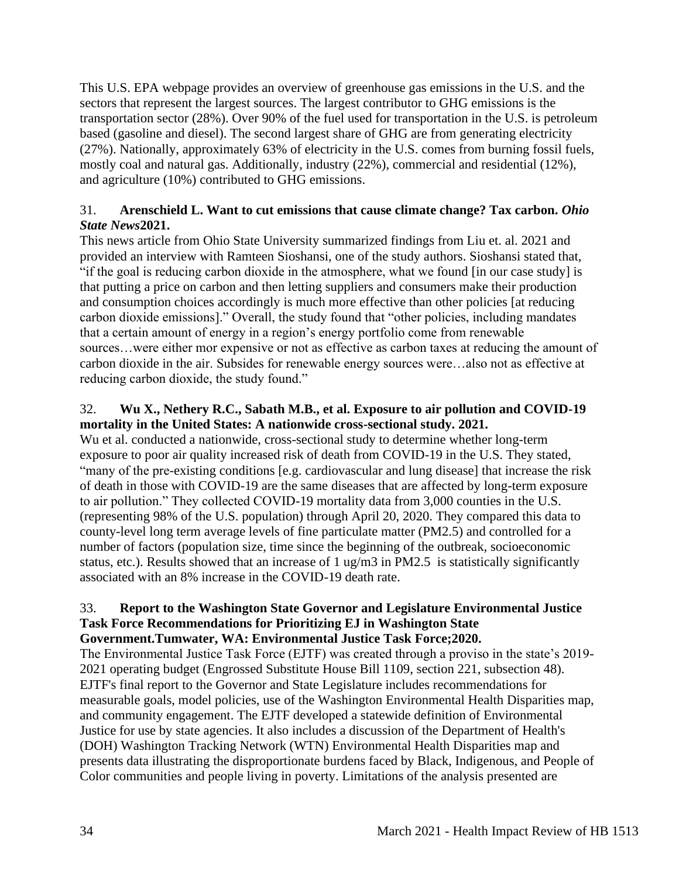This U.S. EPA webpage provides an overview of greenhouse gas emissions in the U.S. and the sectors that represent the largest sources. The largest contributor to GHG emissions is the transportation sector (28%). Over 90% of the fuel used for transportation in the U.S. is petroleum based (gasoline and diesel). The second largest share of GHG are from generating electricity (27%). Nationally, approximately 63% of electricity in the U.S. comes from burning fossil fuels, mostly coal and natural gas. Additionally, industry (22%), commercial and residential (12%), and agriculture (10%) contributed to GHG emissions.

31. **Arenschield L. Want to cut emissions that cause climate change? Tax carbon. *Ohio State News*2021.**

This news article from Ohio State University summarized findings from Liu et. al. 2021 and provided an interview with Ramteen Sioshansi, one of the study authors. Sioshansi stated that, "if the goal is reducing carbon dioxide in the atmosphere, what we found [in our case study] is that putting a price on carbon and then letting suppliers and consumers make their production and consumption choices accordingly is much more effective than other policies [at reducing carbon dioxide emissions]." Overall, the study found that "other policies, including mandates that a certain amount of energy in a region's energy portfolio come from renewable sources…were either mor expensive or not as effective as carbon taxes at reducing the amount of carbon dioxide in the air. Subsides for renewable energy sources were…also not as effective at reducing carbon dioxide, the study found."

32. **Wu X., Nethery R.C., Sabath M.B., et al. Exposure to air pollution and COVID-19 mortality in the United States: A nationwide cross-sectional study. 2021.**

Wu et al. conducted a nationwide, cross-sectional study to determine whether long-term exposure to poor air quality increased risk of death from COVID-19 in the U.S. They stated, "many of the pre-existing conditions [e.g. cardiovascular and lung disease] that increase the risk of death in those with COVID-19 are the same diseases that are affected by long-term exposure to air pollution." They collected COVID-19 mortality data from 3,000 counties in the U.S. (representing 98% of the U.S. population) through April 20, 2020. They compared this data to county-level long term average levels of fine particulate matter (PM2.5) and controlled for a number of factors (population size, time since the beginning of the outbreak, socioeconomic status, etc.). Results showed that an increase of 1 ug/m3 in PM2.5 is statistically significantly associated with an 8% increase in the COVID-19 death rate.

33. **Report to the Washington State Governor and Legislature Environmental Justice Task Force Recommendations for Prioritizing EJ in Washington State Government.Tumwater, WA: Environmental Justice Task Force;2020.**

The Environmental Justice Task Force (EJTF) was created through a proviso in the state's 2019-2021 operating budget (Engrossed Substitute House Bill 1109, section 221, subsection 48). EJTF's final report to the Governor and State Legislature includes recommendations for measurable goals, model policies, use of the Washington Environmental Health Disparities map, and community engagement. The EJTF developed a statewide definition of Environmental Justice for use by state agencies. It also includes a discussion of the Department of Health's (DOH) Washington Tracking Network (WTN) Environmental Health Disparities map and presents data illustrating the disproportionate burdens faced by Black, Indigenous, and People of Color communities and people living in poverty. Limitations of the analysis presented are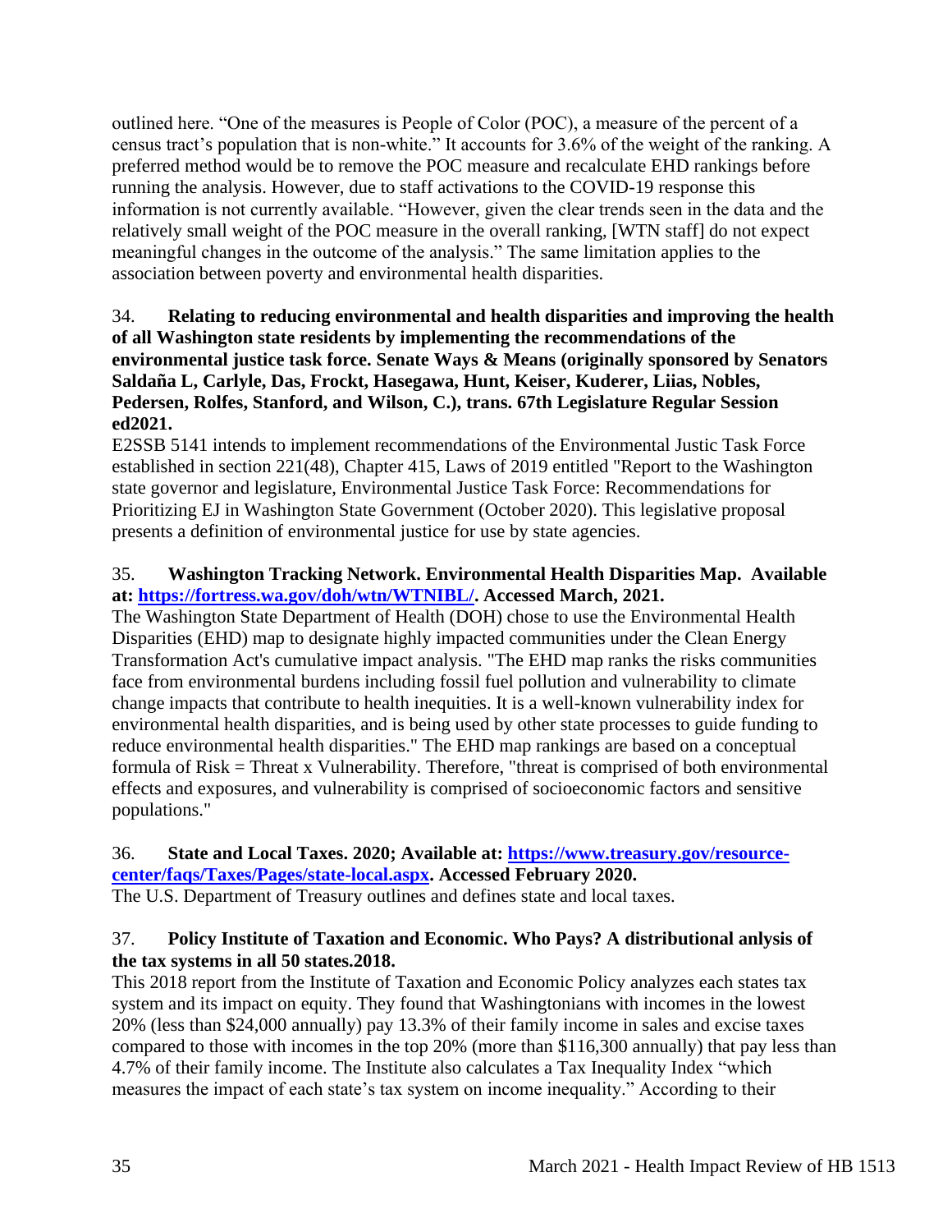outlined here. “One of the measures is People of Color (POC), a measure of the percent of a census tract’s population that is non-white.” It accounts for 3.6% of the weight of the ranking. A preferred method would be to remove the POC measure and recalculate EHD rankings before running the analysis. However, due to staff activations to the COVID-19 response this information is not currently available. “However, given the clear trends seen in the data and the relatively small weight of the POC measure in the overall ranking, [WTN staff] do not expect meaningful changes in the outcome of the analysis.” The same limitation applies to the association between poverty and environmental health disparities.

34. **Relating to reducing environmental and health disparities and improving the health of all Washington state residents by implementing the recommendations of the environmental justice task force. Senate Ways & Means (originally sponsored by Senators Saldaña L, Carlyle, Das, Frockt, Hasegawa, Hunt, Keiser, Kuderer, Liias, Nobles, Pedersen, Rolfes, Stanford, and Wilson, C.), trans. 67th Legislature Regular Session ed2021.**

E2SSB 5141 intends to implement recommendations of the Environmental Justic Task Force established in section 221(48), Chapter 415, Laws of 2019 entitled "Report to the Washington state governor and legislature, Environmental Justice Task Force: Recommendations for Prioritizing EJ in Washington State Government (October 2020). This legislative proposal presents a definition of environmental justice for use by state agencies.

35. **Washington Tracking Network. Environmental Health Disparities Map. Available at: [https://fortress.wa.gov/doh/wtn/WTNIBL/](https://fortress.wa.gov/doh/wtn/WTNIBL/). Accessed March, 2021.**

The Washington State Department of Health (DOH) chose to use the Environmental Health Disparities (EHD) map to designate highly impacted communities under the Clean Energy Transformation Act's cumulative impact analysis. "The EHD map ranks the risks communities face from environmental burdens including fossil fuel pollution and vulnerability to climate change impacts that contribute to health inequities. It is a well-known vulnerability index for environmental health disparities, and is being used by other state processes to guide funding to reduce environmental health disparities." The EHD map rankings are based on a conceptual formula of Risk = Threat x Vulnerability. Therefore, "threat is comprised of both environmental effects and exposures, and vulnerability is comprised of socioeconomic factors and sensitive populations."

36. **State and Local Taxes. 2020; Available at: [https://www.treasury.gov/resource-center/faqs/Taxes/Pages/state-local.aspx](https://www.treasury.gov/resource-center/faqs/Taxes/Pages/state-local.aspx). Accessed February 2020.**

The U.S. Department of Treasury outlines and defines state and local taxes.

37. **Policy Institute of Taxation and Economic. Who Pays? A distributional anlysis of the tax systems in all 50 states.2018.**

This 2018 report from the Institute of Taxation and Economic Policy analyzes each states tax system and its impact on equity. They found that Washingtonians with incomes in the lowest 20% (less than $24,000 annually) pay 13.3% of their family income in sales and excise taxes compared to those with incomes in the top 20% (more than $116,300 annually) that pay less than 4.7% of their family income. The Institute also calculates a Tax Inequality Index “which measures the impact of each state’s tax system on income inequality.” According to their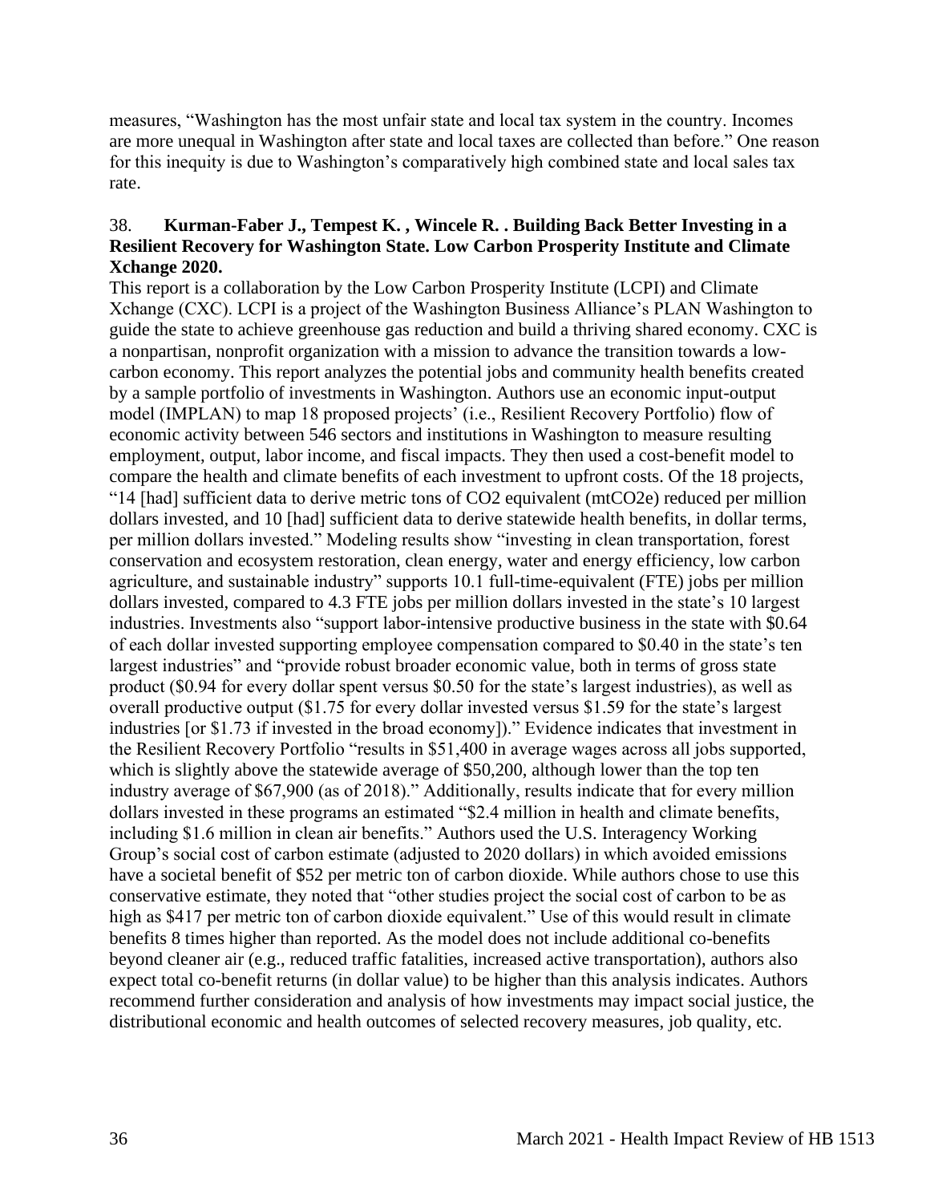measures, "Washington has the most unfair state and local tax system in the country. Incomes are more unequal in Washington after state and local taxes are collected than before." One reason for this inequity is due to Washington's comparatively high combined state and local sales tax rate.

38. **Kurman-Faber J., Tempest K. , Wincele R. . Building Back Better Investing in a Resilient Recovery for Washington State. Low Carbon Prosperity Institute and Climate Xchange 2020.**

This report is a collaboration by the Low Carbon Prosperity Institute (LCPI) and Climate Xchange (CXC). LCPI is a project of the Washington Business Alliance's PLAN Washington to guide the state to achieve greenhouse gas reduction and build a thriving shared economy. CXC is a nonpartisan, nonprofit organization with a mission to advance the transition towards a low-carbon economy. This report analyzes the potential jobs and community health benefits created by a sample portfolio of investments in Washington. Authors use an economic input-output model (IMPLAN) to map 18 proposed projects' (i.e., Resilient Recovery Portfolio) flow of economic activity between 546 sectors and institutions in Washington to measure resulting employment, output, labor income, and fiscal impacts. They then used a cost-benefit model to compare the health and climate benefits of each investment to upfront costs. Of the 18 projects, "14 [had] sufficient data to derive metric tons of $CO_2$ equivalent (mt$CO_2$e) reduced per million dollars invested, and 10 [had] sufficient data to derive statewide health benefits, in dollar terms, per million dollars invested." Modeling results show "investing in clean transportation, forest conservation and ecosystem restoration, clean energy, water and energy efficiency, low carbon agriculture, and sustainable industry" supports 10.1 full-time-equivalent (FTE) jobs per million dollars invested, compared to 4.3 FTE jobs per million dollars invested in the state's 10 largest industries. Investments also "support labor-intensive productive business in the state with $0.64 of each dollar invested supporting employee compensation compared to $0.40 in the state's ten largest industries" and "provide robust broader economic value, both in terms of gross state product ($0.94 for every dollar spent versus $0.50 for the state's largest industries), as well as overall productive output ($1.75 for every dollar invested versus $1.59 for the state's largest industries [or $1.73 if invested in the broad economy])." Evidence indicates that investment in the Resilient Recovery Portfolio "results in $51,400 in average wages across all jobs supported, which is slightly above the statewide average of $50,200, although lower than the top ten industry average of $67,900 (as of 2018)." Additionally, results indicate that for every million dollars invested in these programs an estimated "$2.4 million in health and climate benefits, including $1.6 million in clean air benefits." Authors used the U.S. Interagency Working Group's social cost of carbon estimate (adjusted to 2020 dollars) in which avoided emissions have a societal benefit of $52 per metric ton of carbon dioxide. While authors chose to use this conservative estimate, they noted that "other studies project the social cost of carbon to be as high as $417 per metric ton of carbon dioxide equivalent." Use of this would result in climate benefits 8 times higher than reported. As the model does not include additional co-benefits beyond cleaner air (e.g., reduced traffic fatalities, increased active transportation), authors also expect total co-benefit returns (in dollar value) to be higher than this analysis indicates. Authors recommend further consideration and analysis of how investments may impact social justice, the distributional economic and health outcomes of selected recovery measures, job quality, etc.